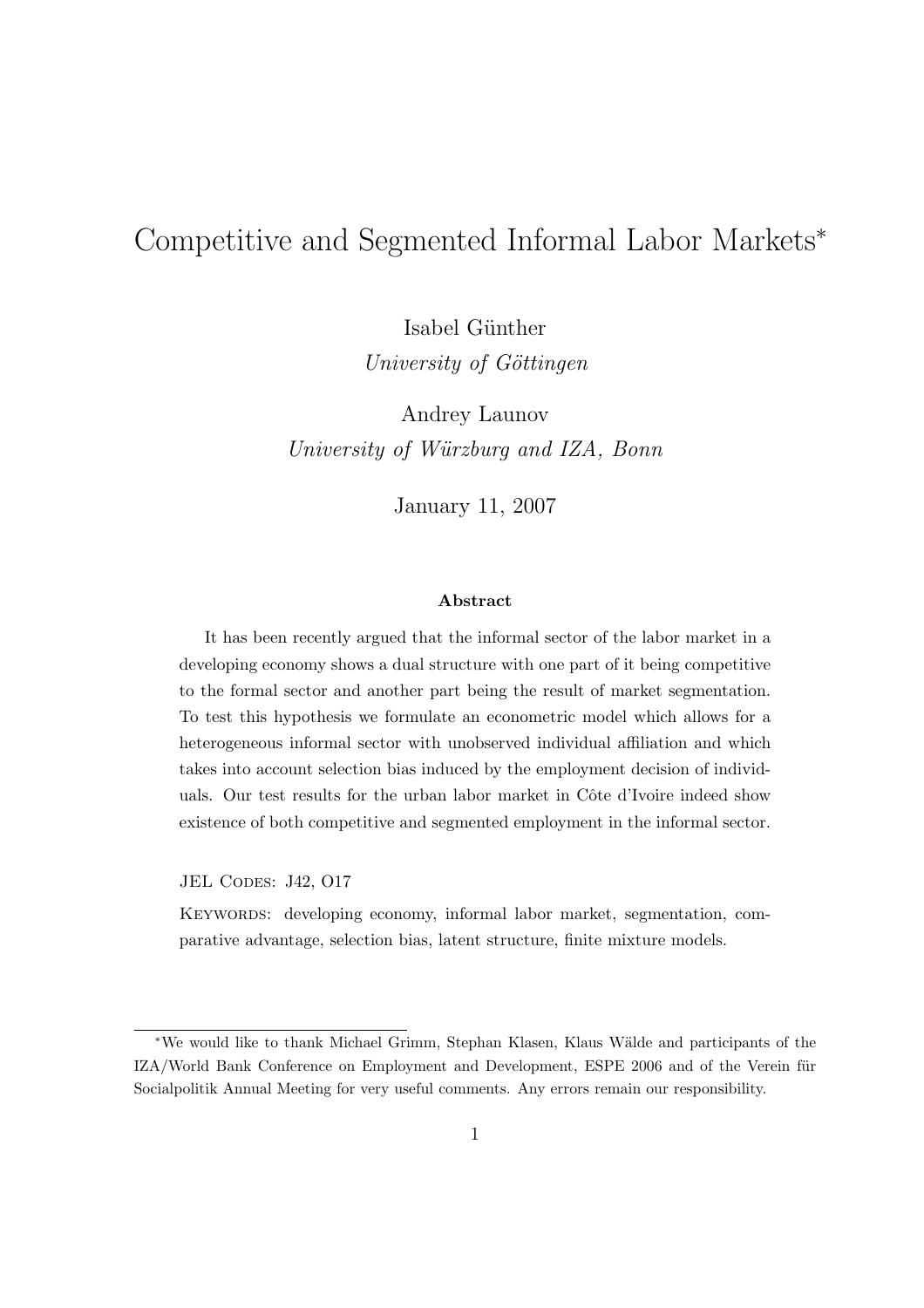# Competitive and Segmented Informal Labor Markets*

Isabel Günther
*University of Göttingen*

Andrey Launov
*University of Würzburg and IZA, Bonn*

January 11, 2007

### Abstract

It has been recently argued that the informal sector of the labor market in a developing economy shows a dual structure with one part of it being competitive to the formal sector and another part being the result of market segmentation. To test this hypothesis we formulate an econometric model which allows for a heterogeneous informal sector with unobserved individual affiliation and which takes into account selection bias induced by the employment decision of individuals. Our test results for the urban labor market in Côte d'Ivoire indeed show existence of both competitive and segmented employment in the informal sector.

JEL Codes: J42, O17

Keywords: developing economy, informal labor market, segmentation, comparative advantage, selection bias, latent structure, finite mixture models.

---

*We would like to thank Michael Grimm, Stephan Klasen, Klaus Wälde and participants of the IZA/World Bank Conference on Employment and Development, ESPE 2006 and of the Verein für Socialpolitik Annual Meeting for very useful comments. Any errors remain our responsibility.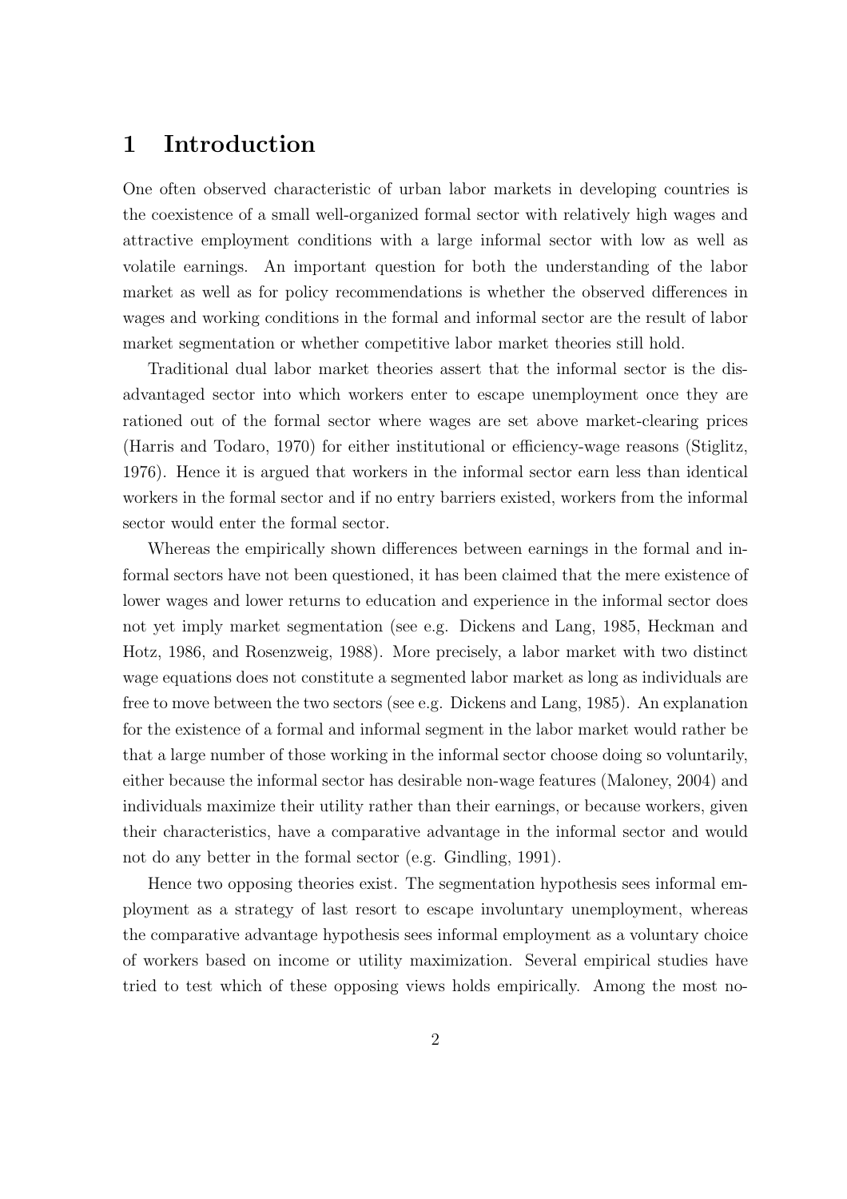# 1 Introduction

One often observed characteristic of urban labor markets in developing countries is the coexistence of a small well-organized formal sector with relatively high wages and attractive employment conditions with a large informal sector with low as well as volatile earnings. An important question for both the understanding of the labor market as well as for policy recommendations is whether the observed differences in wages and working conditions in the formal and informal sector are the result of labor market segmentation or whether competitive labor market theories still hold.

Traditional dual labor market theories assert that the informal sector is the disadvantaged sector into which workers enter to escape unemployment once they are rationed out of the formal sector where wages are set above market-clearing prices (Harris and Todaro, 1970) for either institutional or efficiency-wage reasons (Stiglitz, 1976). Hence it is argued that workers in the informal sector earn less than identical workers in the formal sector and if no entry barriers existed, workers from the informal sector would enter the formal sector.

Whereas the empirically shown differences between earnings in the formal and informal sectors have not been questioned, it has been claimed that the mere existence of lower wages and lower returns to education and experience in the informal sector does not yet imply market segmentation (see e.g. Dickens and Lang, 1985, Heckman and Hotz, 1986, and Rosenzweig, 1988). More precisely, a labor market with two distinct wage equations does not constitute a segmented labor market as long as individuals are free to move between the two sectors (see e.g. Dickens and Lang, 1985). An explanation for the existence of a formal and informal segment in the labor market would rather be that a large number of those working in the informal sector choose doing so voluntarily, either because the informal sector has desirable non-wage features (Maloney, 2004) and individuals maximize their utility rather than their earnings, or because workers, given their characteristics, have a comparative advantage in the informal sector and would not do any better in the formal sector (e.g. Gindling, 1991).

Hence two opposing theories exist. The segmentation hypothesis sees informal employment as a strategy of last resort to escape involuntary unemployment, whereas the comparative advantage hypothesis sees informal employment as a voluntary choice of workers based on income or utility maximization. Several empirical studies have tried to test which of these opposing views holds empirically. Among the most no-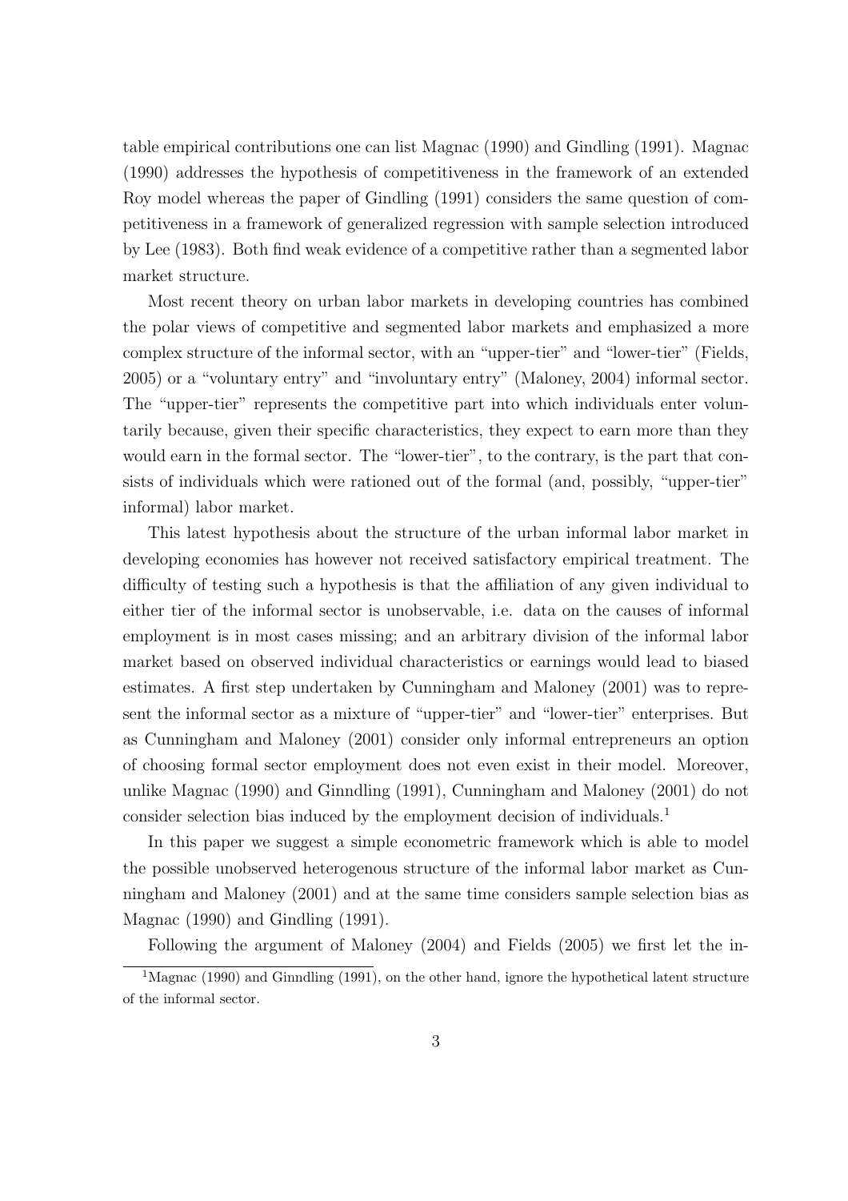table empirical contributions one can list Magnac (1990) and Gindling (1991). Magnac (1990) addresses the hypothesis of competitiveness in the framework of an extended Roy model whereas the paper of Gindling (1991) considers the same question of competitiveness in a framework of generalized regression with sample selection introduced by Lee (1983). Both find weak evidence of a competitive rather than a segmented labor market structure.

Most recent theory on urban labor markets in developing countries has combined the polar views of competitive and segmented labor markets and emphasized a more complex structure of the informal sector, with an "upper-tier" and "lower-tier" (Fields, 2005) or a "voluntary entry" and "involuntary entry" (Maloney, 2004) informal sector. The "upper-tier" represents the competitive part into which individuals enter voluntarily because, given their specific characteristics, they expect to earn more than they would earn in the formal sector. The "lower-tier", to the contrary, is the part that consists of individuals which were rationed out of the formal (and, possibly, "upper-tier" informal) labor market.

This latest hypothesis about the structure of the urban informal labor market in developing economies has however not received satisfactory empirical treatment. The difficulty of testing such a hypothesis is that the affiliation of any given individual to either tier of the informal sector is unobservable, i.e. data on the causes of informal employment is in most cases missing; and an arbitrary division of the informal labor market based on observed individual characteristics or earnings would lead to biased estimates. A first step undertaken by Cunningham and Maloney (2001) was to represent the informal sector as a mixture of "upper-tier" and "lower-tier" enterprises. But as Cunningham and Maloney (2001) consider only informal entrepreneurs an option of choosing formal sector employment does not even exist in their model. Moreover, unlike Magnac (1990) and Ginndling (1991), Cunningham and Maloney (2001) do not consider selection bias induced by the employment decision of individuals.[1]

In this paper we suggest a simple econometric framework which is able to model the possible unobserved heterogenous structure of the informal labor market as Cunningham and Maloney (2001) and at the same time considers sample selection bias as Magnac (1990) and Gindling (1991).

Following the argument of Maloney (2004) and Fields (2005) we first let the in-

[1] Magnac (1990) and Ginndling (1991), on the other hand, ignore the hypothetical latent structure of the informal sector.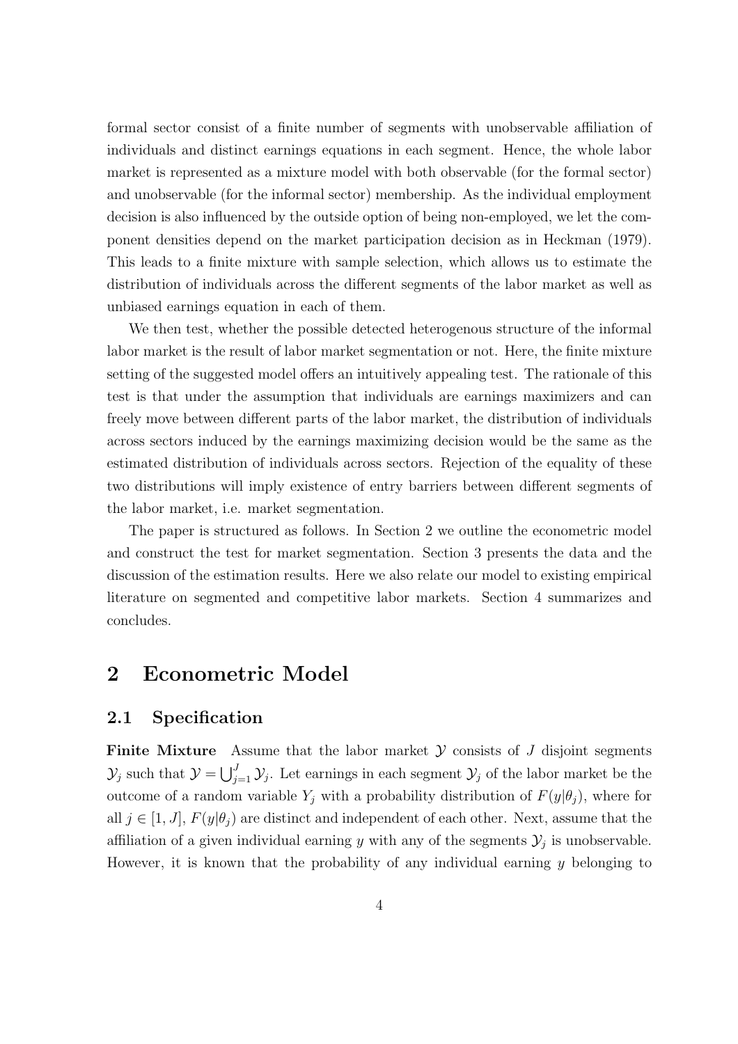formal sector consist of a finite number of segments with unobservable affiliation of individuals and distinct earnings equations in each segment. Hence, the whole labor market is represented as a mixture model with both observable (for the formal sector) and unobservable (for the informal sector) membership. As the individual employment decision is also influenced by the outside option of being non-employed, we let the component densities depend on the market participation decision as in Heckman (1979). This leads to a finite mixture with sample selection, which allows us to estimate the distribution of individuals across the different segments of the labor market as well as unbiased earnings equation in each of them.

We then test, whether the possible detected heterogenous structure of the informal labor market is the result of labor market segmentation or not. Here, the finite mixture setting of the suggested model offers an intuitively appealing test. The rationale of this test is that under the assumption that individuals are earnings maximizers and can freely move between different parts of the labor market, the distribution of individuals across sectors induced by the earnings maximizing decision would be the same as the estimated distribution of individuals across sectors. Rejection of the equality of these two distributions will imply existence of entry barriers between different segments of the labor market, i.e. market segmentation.

The paper is structured as follows. In Section 2 we outline the econometric model and construct the test for market segmentation. Section 3 presents the data and the discussion of the estimation results. Here we also relate our model to existing empirical literature on segmented and competitive labor markets. Section 4 summarizes and concludes.

# 2 Econometric Model

## 2.1 Specification

**Finite Mixture** Assume that the labor market $\mathcal{Y}$ consists of $J$ disjoint segments $\mathcal{Y}_j$ such that $\mathcal{Y} = \bigcup_{j=1}^{J} \mathcal{Y}_j$. Let earnings in each segment $\mathcal{Y}_j$ of the labor market be the outcome of a random variable $Y_j$ with a probability distribution of $F(y|\theta_j)$, where for all $j \in [1, J]$, $F(y|\theta_j)$ are distinct and independent of each other. Next, assume that the affiliation of a given individual earning $y$ with any of the segments $\mathcal{Y}_j$ is unobservable. However, it is known that the probability of any individual earning $y$ belonging to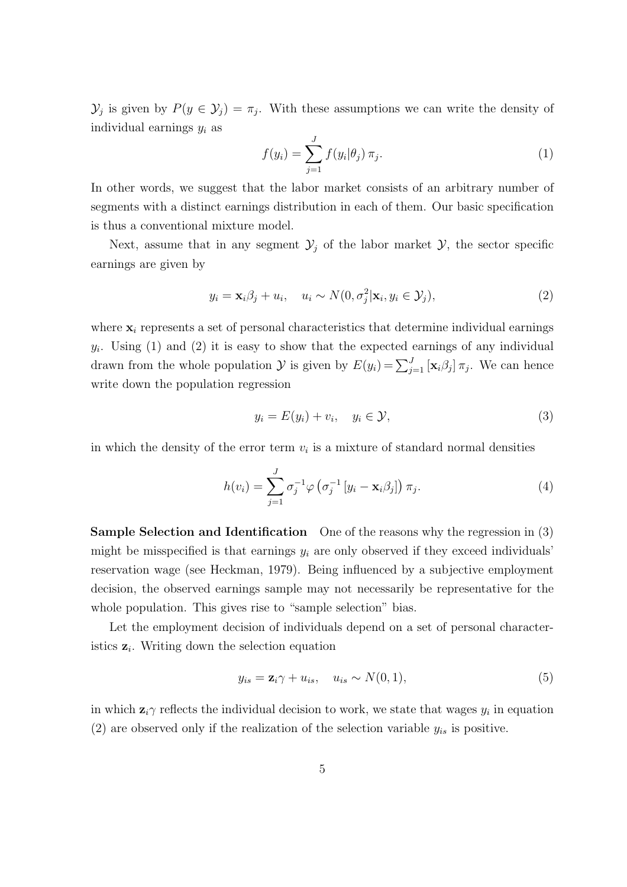$\mathcal{Y}_j$ is given by $P(y \in \mathcal{Y}_j) = \pi_j$. With these assumptions we can write the density of individual earnings $y_i$ as

$$f(y_i) = \sum_{j=1}^{J} f(y_i|\theta_j)\,\pi_j. \tag{1}$$

In other words, we suggest that the labor market consists of an arbitrary number of segments with a distinct earnings distribution in each of them. Our basic specification is thus a conventional mixture model.

Next, assume that in any segment $\mathcal{Y}_j$ of the labor market $\mathcal{Y}$, the sector specific earnings are given by

$$y_i = \mathbf{x}_i\beta_j + u_i, \quad u_i \sim N(0, \sigma_j^2|\mathbf{x}_i, y_i \in \mathcal{Y}_j), \tag{2}$$

where $\mathbf{x}_i$ represents a set of personal characteristics that determine individual earnings $y_i$. Using (1) and (2) it is easy to show that the expected earnings of any individual drawn from the whole population $\mathcal{Y}$ is given by $E(y_i) = \sum_{j=1}^{J} [\mathbf{x}_i\beta_j]\,\pi_j$. We can hence write down the population regression

$$y_i = E(y_i) + v_i, \quad y_i \in \mathcal{Y}, \tag{3}$$

in which the density of the error term $v_i$ is a mixture of standard normal densities

$$h(v_i) = \sum_{j=1}^{J} \sigma_j^{-1}\varphi\left(\sigma_j^{-1}\left[y_i - \mathbf{x}_i\beta_j\right]\right)\pi_j. \tag{4}$$

**Sample Selection and Identification** One of the reasons why the regression in (3) might be misspecified is that earnings $y_i$ are only observed if they exceed individuals' reservation wage (see Heckman, 1979). Being influenced by a subjective employment decision, the observed earnings sample may not necessarily be representative for the whole population. This gives rise to "sample selection" bias.

Let the employment decision of individuals depend on a set of personal characteristics $\mathbf{z}_i$. Writing down the selection equation

$$y_{is} = \mathbf{z}_i\gamma + u_{is}, \quad u_{is} \sim N(0, 1), \tag{5}$$

in which $\mathbf{z}_i\gamma$ reflects the individual decision to work, we state that wages $y_i$ in equation (2) are observed only if the realization of the selection variable $y_{is}$ is positive.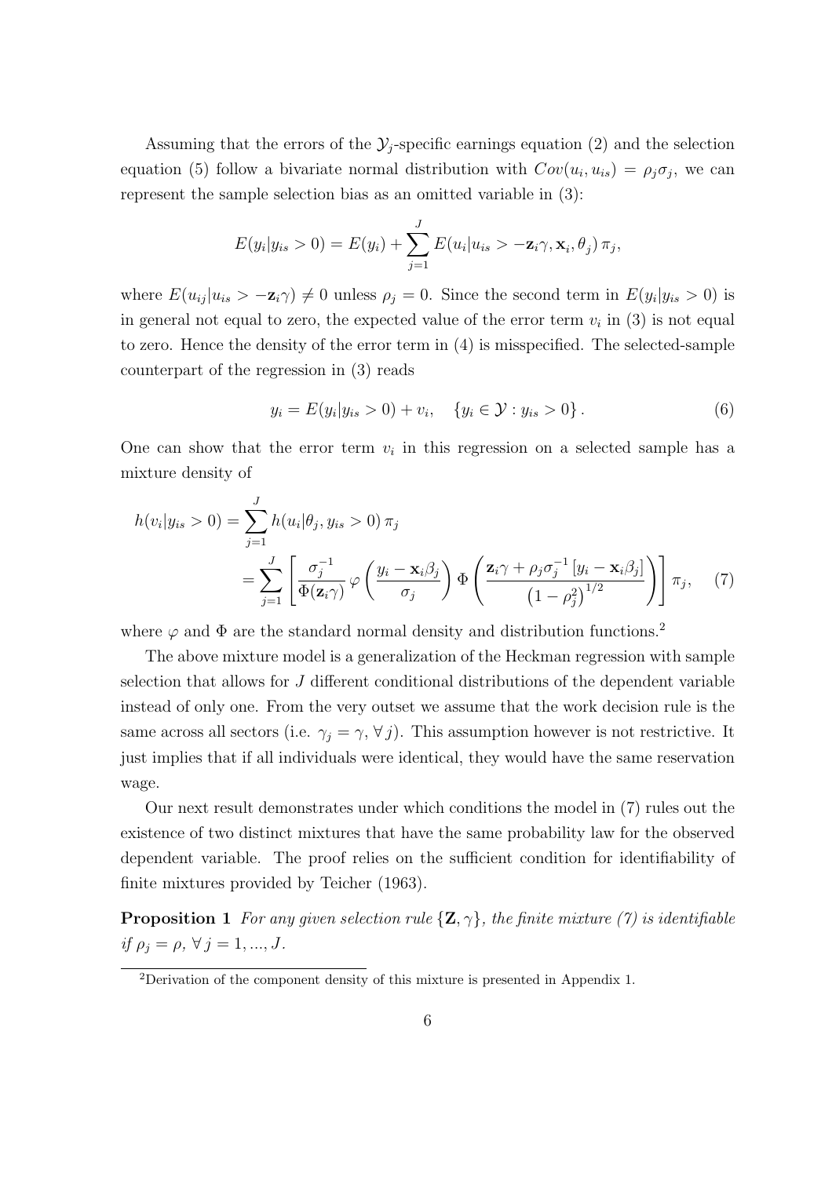Assuming that the errors of the $\mathcal{Y}_j$-specific earnings equation (2) and the selection equation (5) follow a bivariate normal distribution with $Cov(u_i, u_{is}) = \rho_j \sigma_j$, we can represent the sample selection bias as an omitted variable in (3):

$$E(y_i|y_{is} > 0) = E(y_i) + \sum_{j=1}^{J} E(u_i|u_{is} > -\mathbf{z}_i\gamma, \mathbf{x}_i, \theta_j)\, \pi_j,$$

where $E(u_{ij}|u_{is} > -\mathbf{z}_i\gamma) \neq 0$ unless $\rho_j = 0$. Since the second term in $E(y_i|y_{is} > 0)$ is in general not equal to zero, the expected value of the error term $v_i$ in (3) is not equal to zero. Hence the density of the error term in (4) is misspecified. The selected-sample counterpart of the regression in (3) reads

$$y_i = E(y_i|y_{is} > 0) + v_i, \quad \{y_i \in \mathcal{Y} : y_{is} > 0\}. \tag{6}$$

One can show that the error term $v_i$ in this regression on a selected sample has a mixture density of

$$\begin{aligned} h(v_i|y_{is} > 0) &= \sum_{j=1}^{J} h(u_i|\theta_j, y_{is} > 0)\, \pi_j \\ &= \sum_{j=1}^{J} \left[ \frac{\sigma_j^{-1}}{\Phi(\mathbf{z}_i\gamma)}\, \varphi\left(\frac{y_i - \mathbf{x}_i\beta_j}{\sigma_j}\right) \Phi\left(\frac{\mathbf{z}_i\gamma + \rho_j\sigma_j^{-1}\left[y_i - \mathbf{x}_i\beta_j\right]}{\left(1 - \rho_j^2\right)^{1/2}}\right) \right] \pi_j, \end{aligned} \tag{7}$$

where $\varphi$ and $\Phi$ are the standard normal density and distribution functions.[2]

The above mixture model is a generalization of the Heckman regression with sample selection that allows for $J$ different conditional distributions of the dependent variable instead of only one. From the very outset we assume that the work decision rule is the same across all sectors (i.e. $\gamma_j = \gamma, \forall\, j$). This assumption however is not restrictive. It just implies that if all individuals were identical, they would have the same reservation wage.

Our next result demonstrates under which conditions the model in (7) rules out the existence of two distinct mixtures that have the same probability law for the observed dependent variable. The proof relies on the sufficient condition for identifiability of finite mixtures provided by Teicher (1963).

**Proposition 1** *For any given selection rule $\{\mathbf{Z}, \gamma\}$, the finite mixture (7) is identifiable if $\rho_j = \rho$, $\forall\, j = 1, ..., J$.*

---

[2] Derivation of the component density of this mixture is presented in Appendix 1.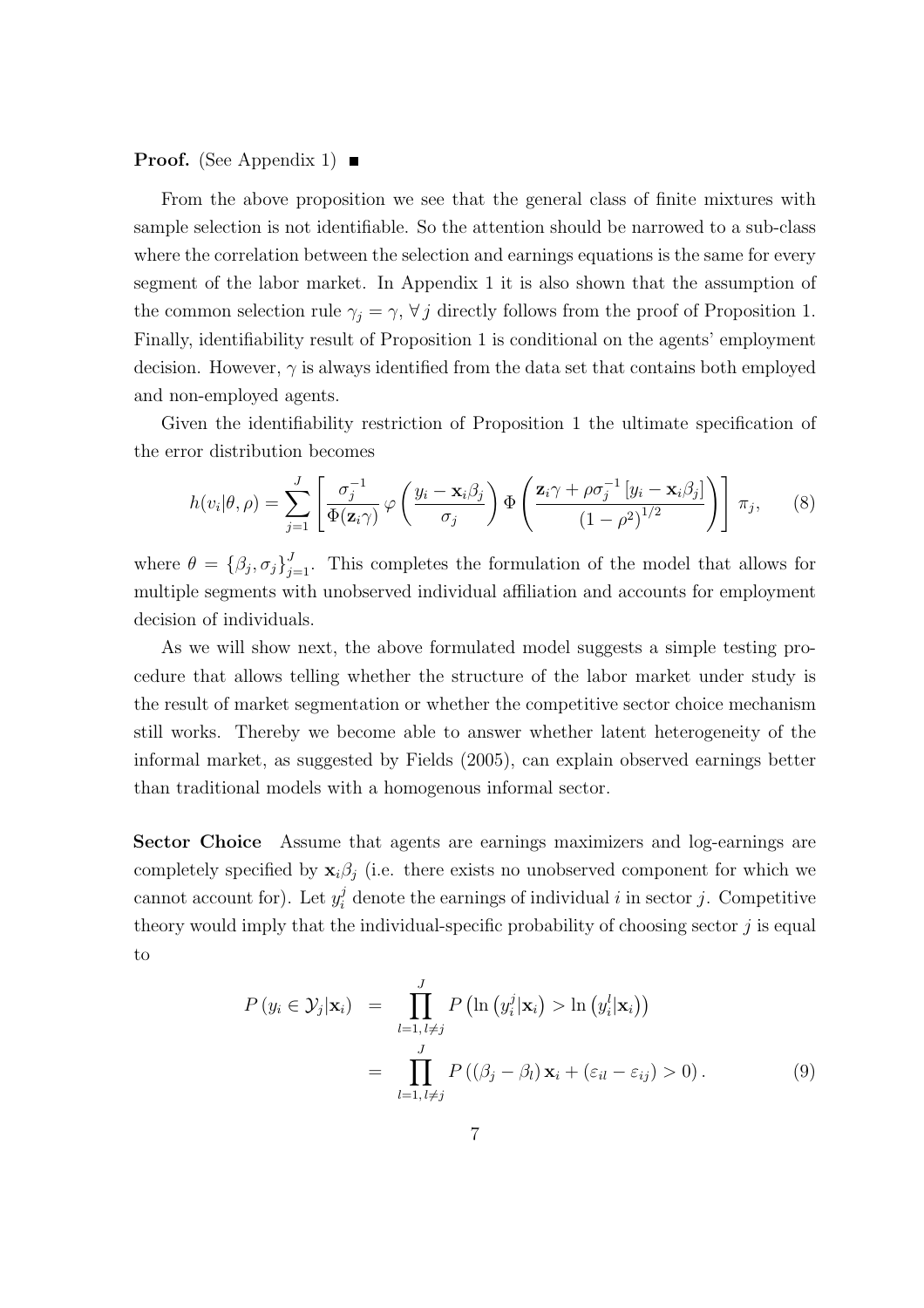**Proof.** (See Appendix 1) ■

From the above proposition we see that the general class of finite mixtures with sample selection is not identifiable. So the attention should be narrowed to a sub-class where the correlation between the selection and earnings equations is the same for every segment of the labor market. In Appendix 1 it is also shown that the assumption of the common selection rule $\gamma_j = \gamma, \forall\, j$ directly follows from the proof of Proposition 1. Finally, identifiability result of Proposition 1 is conditional on the agents' employment decision. However, $\gamma$ is always identified from the data set that contains both employed and non-employed agents.

Given the identifiability restriction of Proposition 1 the ultimate specification of the error distribution becomes

$$h(v_i|\theta,\rho) = \sum_{j=1}^{J} \left[ \frac{\sigma_j^{-1}}{\Phi(\mathbf{z}_i\gamma)} \varphi\left(\frac{y_i - \mathbf{x}_i\beta_j}{\sigma_j}\right) \Phi\left(\frac{\mathbf{z}_i\gamma + \rho\sigma_j^{-1}\left[y_i - \mathbf{x}_i\beta_j\right]}{\left(1-\rho^2\right)^{1/2}}\right)\right] \pi_j, \qquad (8)$$

where $\theta = \{\beta_j, \sigma_j\}_{j=1}^{J}$. This completes the formulation of the model that allows for multiple segments with unobserved individual affiliation and accounts for employment decision of individuals.

As we will show next, the above formulated model suggests a simple testing procedure that allows telling whether the structure of the labor market under study is the result of market segmentation or whether the competitive sector choice mechanism still works. Thereby we become able to answer whether latent heterogeneity of the informal market, as suggested by Fields (2005), can explain observed earnings better than traditional models with a homogenous informal sector.

**Sector Choice** Assume that agents are earnings maximizers and log-earnings are completely specified by $\mathbf{x}_i\beta_j$ (i.e. there exists no unobserved component for which we cannot account for). Let $y_i^j$ denote the earnings of individual $i$ in sector $j$. Competitive theory would imply that the individual-specific probability of choosing sector $j$ is equal to

$$\begin{aligned}
P\left(y_i \in \mathcal{Y}_j|\mathbf{x}_i\right) &= \prod_{l=1,\, l\neq j}^{J} P\left(\ln\left(y_i^j|\mathbf{x}_i\right) > \ln\left(y_i^l|\mathbf{x}_i\right)\right) \\
&= \prod_{l=1,\, l\neq j}^{J} P\left(\left(\beta_j - \beta_l\right)\mathbf{x}_i + \left(\varepsilon_{il} - \varepsilon_{ij}\right) > 0\right). \qquad (9)
\end{aligned}$$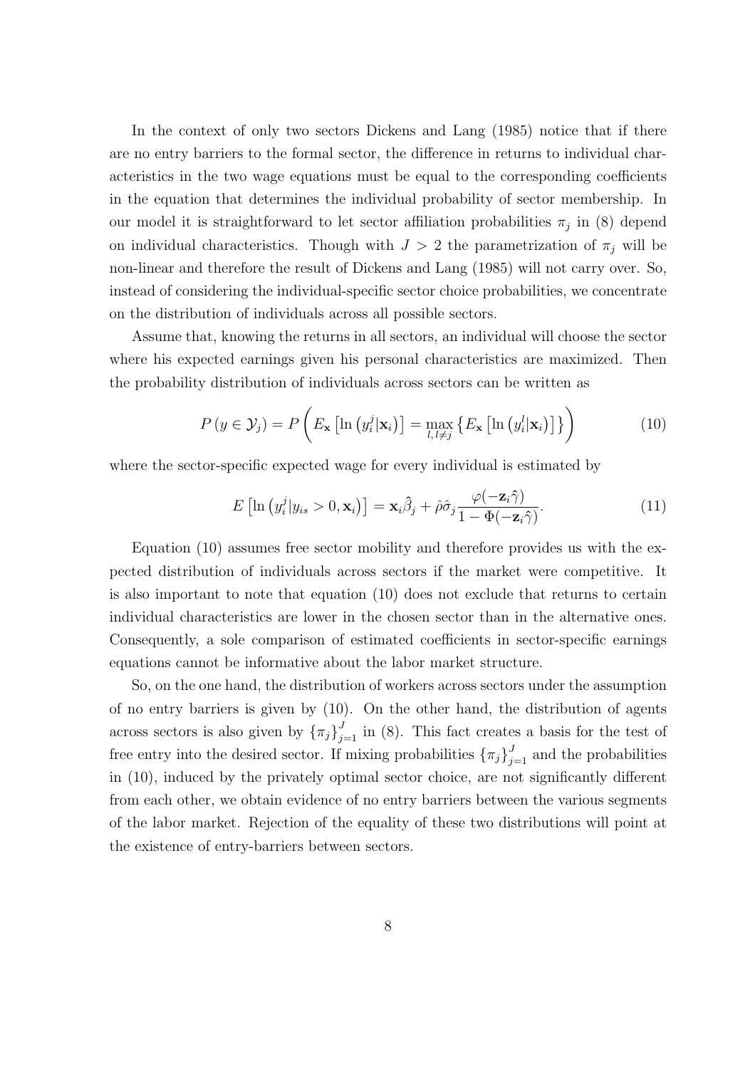In the context of only two sectors Dickens and Lang (1985) notice that if there are no entry barriers to the formal sector, the difference in returns to individual characteristics in the two wage equations must be equal to the corresponding coefficients in the equation that determines the individual probability of sector membership. In our model it is straightforward to let sector affiliation probabilities $\pi_j$ in (8) depend on individual characteristics. Though with $J > 2$ the parametrization of $\pi_j$ will be non-linear and therefore the result of Dickens and Lang (1985) will not carry over. So, instead of considering the individual-specific sector choice probabilities, we concentrate on the distribution of individuals across all possible sectors.

Assume that, knowing the returns in all sectors, an individual will choose the sector where his expected earnings given his personal characteristics are maximized. Then the probability distribution of individuals across sectors can be written as

$$P\left(y \in \mathcal{Y}_j\right) = P\left(E_{\mathbf{x}}\left[\ln\left(y_i^j|\mathbf{x}_i\right)\right] = \max_{l, l \neq j}\left\{E_{\mathbf{x}}\left[\ln\left(y_i^l|\mathbf{x}_i\right)\right]\right\}\right) \tag{10}$$

where the sector-specific expected wage for every individual is estimated by

$$E\left[\ln\left(y_i^j|y_{is} > 0, \mathbf{x}_i\right)\right] = \mathbf{x}_i\hat{\beta}_j + \hat{\rho}\hat{\sigma}_j\frac{\varphi(-\mathbf{z}_i\hat{\gamma})}{1 - \Phi(-\mathbf{z}_i\hat{\gamma})}. \tag{11}$$

Equation (10) assumes free sector mobility and therefore provides us with the expected distribution of individuals across sectors if the market were competitive. It is also important to note that equation (10) does not exclude that returns to certain individual characteristics are lower in the chosen sector than in the alternative ones. Consequently, a sole comparison of estimated coefficients in sector-specific earnings equations cannot be informative about the labor market structure.

So, on the one hand, the distribution of workers across sectors under the assumption of no entry barriers is given by (10). On the other hand, the distribution of agents across sectors is also given by $\{\pi_j\}_{j=1}^J$ in (8). This fact creates a basis for the test of free entry into the desired sector. If mixing probabilities $\{\pi_j\}_{j=1}^J$ and the probabilities in (10), induced by the privately optimal sector choice, are not significantly different from each other, we obtain evidence of no entry barriers between the various segments of the labor market. Rejection of the equality of these two distributions will point at the existence of entry-barriers between sectors.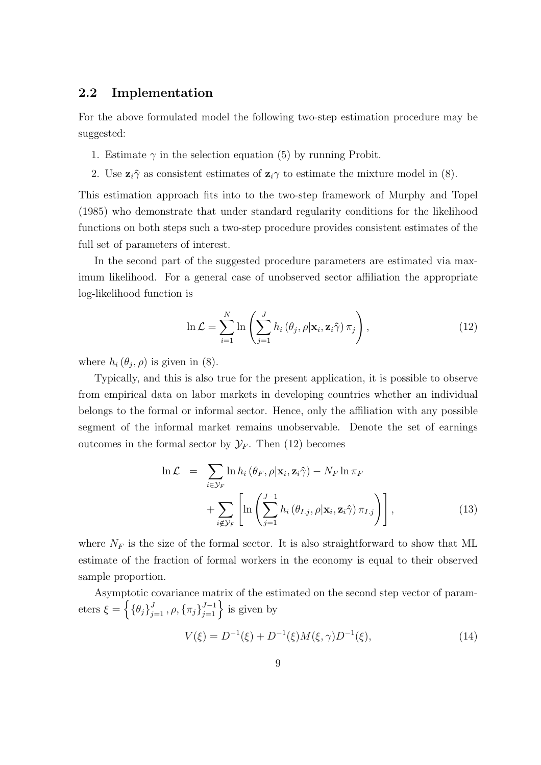## 2.2 Implementation

For the above formulated model the following two-step estimation procedure may be suggested:

1. Estimate $\gamma$ in the selection equation (5) by running Probit.
2. Use $\mathbf{z}_i\hat{\gamma}$ as consistent estimates of $\mathbf{z}_i\gamma$ to estimate the mixture model in (8).

This estimation approach fits into to the two-step framework of Murphy and Topel (1985) who demonstrate that under standard regularity conditions for the likelihood functions on both steps such a two-step procedure provides consistent estimates of the full set of parameters of interest.

In the second part of the suggested procedure parameters are estimated via maximum likelihood. For a general case of unobserved sector affiliation the appropriate log-likelihood function is

$$\ln \mathcal{L} = \sum_{i=1}^{N} \ln \left( \sum_{j=1}^{J} h_i \left( \theta_j, \rho | \mathbf{x}_i, \mathbf{z}_i\hat{\gamma} \right) \pi_j \right), \tag{12}$$

where $h_i\left(\theta_j, \rho\right)$ is given in (8).

Typically, and this is also true for the present application, it is possible to observe from empirical data on labor markets in developing countries whether an individual belongs to the formal or informal sector. Hence, only the affiliation with any possible segment of the informal market remains unobservable. Denote the set of earnings outcomes in the formal sector by $\mathcal{Y}_F$. Then (12) becomes

$$\begin{aligned} \ln \mathcal{L} &= \sum_{i \in \mathcal{Y}_F} \ln h_i \left( \theta_F, \rho | \mathbf{x}_i, \mathbf{z}_i\hat{\gamma} \right) - N_F \ln \pi_F \\ &\quad + \sum_{i \notin \mathcal{Y}_F} \left[ \ln \left( \sum_{j=1}^{J-1} h_i \left( \theta_{I.j}, \rho | \mathbf{x}_i, \mathbf{z}_i\hat{\gamma} \right) \pi_{I.j} \right) \right], \end{aligned} \tag{13}$$

where $N_F$ is the size of the formal sector. It is also straightforward to show that ML estimate of the fraction of formal workers in the economy is equal to their observed sample proportion.

Asymptotic covariance matrix of the estimated on the second step vector of parameters $\xi = \left\{ \{\theta_j\}_{j=1}^{J}, \rho, \{\pi_j\}_{j=1}^{J-1} \right\}$ is given by

$$V(\xi) = D^{-1}(\xi) + D^{-1}(\xi) M(\xi, \gamma) D^{-1}(\xi), \tag{14}$$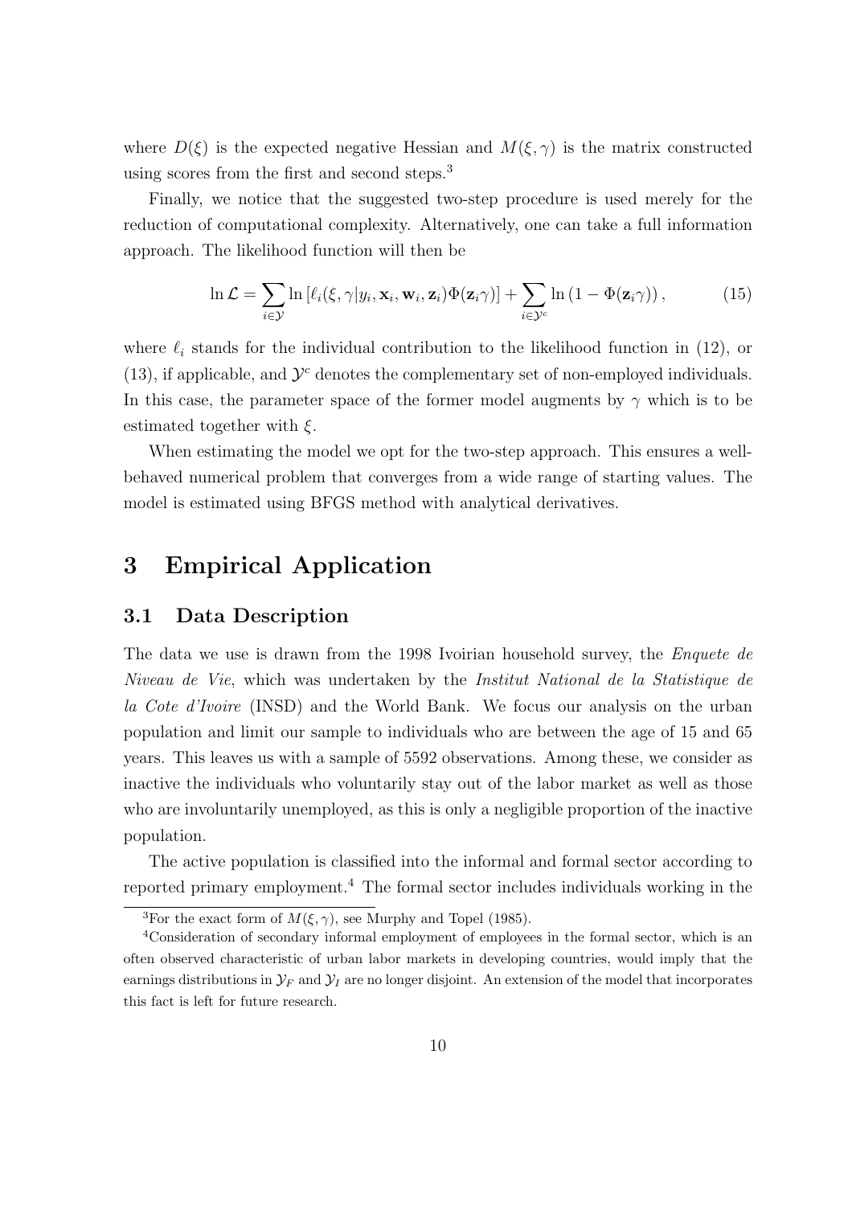where $D(\xi)$ is the expected negative Hessian and $M(\xi, \gamma)$ is the matrix constructed using scores from the first and second steps.[3]

Finally, we notice that the suggested two-step procedure is used merely for the reduction of computational complexity. Alternatively, one can take a full information approach. The likelihood function will then be

$$\ln \mathcal{L} = \sum_{i \in \mathcal{Y}} \ln \left[ \ell_i(\xi, \gamma | y_i, \mathbf{x}_i, \mathbf{w}_i, \mathbf{z}_i) \Phi(\mathbf{z}_i \gamma) \right] + \sum_{i \in \mathcal{Y}^c} \ln \left( 1 - \Phi(\mathbf{z}_i \gamma) \right), \tag{15}$$

where $\ell_i$ stands for the individual contribution to the likelihood function in (12), or (13), if applicable, and $\mathcal{Y}^c$ denotes the complementary set of non-employed individuals. In this case, the parameter space of the former model augments by $\gamma$ which is to be estimated together with $\xi$.

When estimating the model we opt for the two-step approach. This ensures a well-behaved numerical problem that converges from a wide range of starting values. The model is estimated using BFGS method with analytical derivatives.

# 3 Empirical Application

## 3.1 Data Description

The data we use is drawn from the 1998 Ivoirian household survey, the *Enquete de Niveau de Vie*, which was undertaken by the *Institut National de la Statistique de la Cote d'Ivoire* (INSD) and the World Bank. We focus our analysis on the urban population and limit our sample to individuals who are between the age of 15 and 65 years. This leaves us with a sample of 5592 observations. Among these, we consider as inactive the individuals who voluntarily stay out of the labor market as well as those who are involuntarily unemployed, as this is only a negligible proportion of the inactive population.

The active population is classified into the informal and formal sector according to reported primary employment.[4] The formal sector includes individuals working in the

---

[3] For the exact form of $M(\xi, \gamma)$, see Murphy and Topel (1985).

[4] Consideration of secondary informal employment of employees in the formal sector, which is an often observed characteristic of urban labor markets in developing countries, would imply that the earnings distributions in $\mathcal{Y}_F$ and $\mathcal{Y}_I$ are no longer disjoint. An extension of the model that incorporates this fact is left for future research.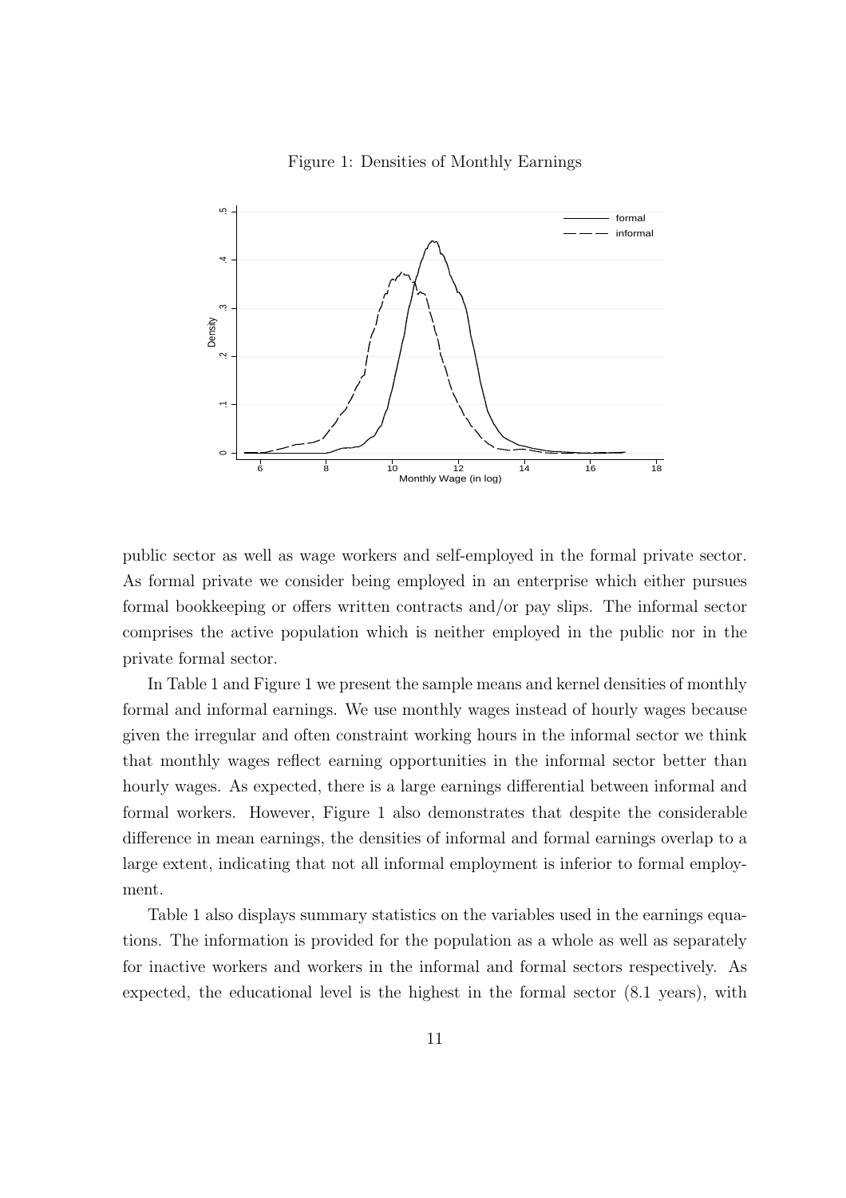Figure 1: Densities of Monthly Earnings

public sector as well as wage workers and self-employed in the formal private sector. As formal private we consider being employed in an enterprise which either pursues formal bookkeeping or offers written contracts and/or pay slips. The informal sector comprises the active population which is neither employed in the public nor in the private formal sector.

In Table 1 and Figure 1 we present the sample means and kernel densities of monthly formal and informal earnings. We use monthly wages instead of hourly wages because given the irregular and often constraint working hours in the informal sector we think that monthly wages reflect earning opportunities in the informal sector better than hourly wages. As expected, there is a large earnings differential between informal and formal workers. However, Figure 1 also demonstrates that despite the considerable difference in mean earnings, the densities of informal and formal earnings overlap to a large extent, indicating that not all informal employment is inferior to formal employment.

Table 1 also displays summary statistics on the variables used in the earnings equations. The information is provided for the population as a whole as well as separately for inactive workers and workers in the informal and formal sectors respectively. As expected, the educational level is the highest in the formal sector (8.1 years), with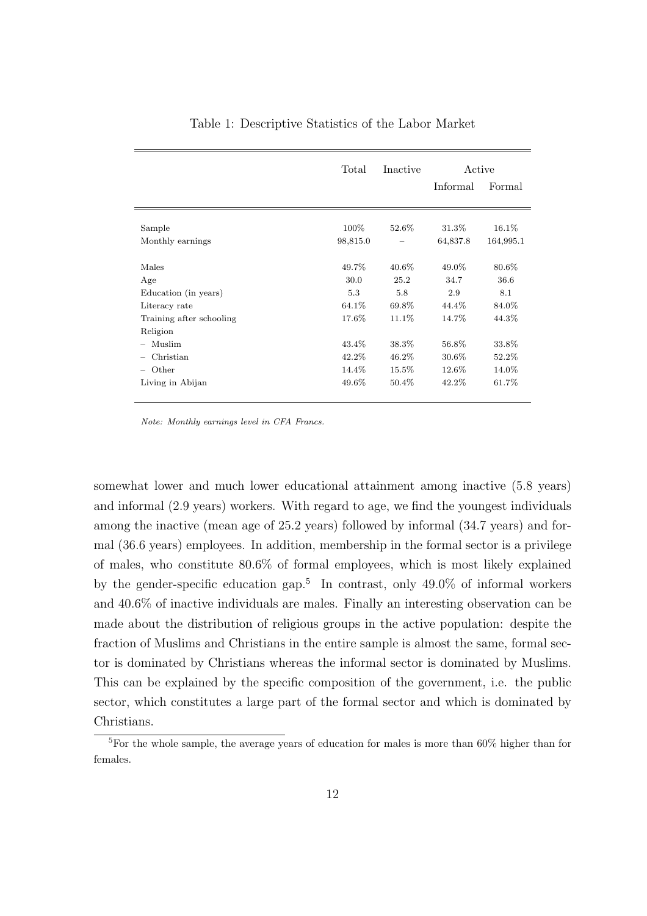Table 1: Descriptive Statistics of the Labor Market

| | Total | Inactive | Active | |
|---|---|---|---|---|
| | | | Informal | Formal |
| Sample | 100% | 52.6% | 31.3% | 16.1% |
| Monthly earnings | 98,815.0 | – | 64,837.8 | 164,995.1 |
| Males | 49.7% | 40.6% | 49.0% | 80.6% |
| Age | 30.0 | 25.2 | 34.7 | 36.6 |
| Education (in years) | 5.3 | 5.8 | 2.9 | 8.1 |
| Literacy rate | 64.1% | 69.8% | 44.4% | 84.0% |
| Training after schooling | 17.6% | 11.1% | 14.7% | 44.3% |
| Religion | | | | |
| – Muslim | 43.4% | 38.3% | 56.8% | 33.8% |
| – Christian | 42.2% | 46.2% | 30.6% | 52.2% |
| – Other | 14.4% | 15.5% | 12.6% | 14.0% |
| Living in Abijan | 49.6% | 50.4% | 42.2% | 61.7% |

*Note: Monthly earnings level in CFA Francs.*

somewhat lower and much lower educational attainment among inactive (5.8 years) and informal (2.9 years) workers. With regard to age, we find the youngest individuals among the inactive (mean age of 25.2 years) followed by informal (34.7 years) and formal (36.6 years) employees. In addition, membership in the formal sector is a privilege of males, who constitute 80.6% of formal employees, which is most likely explained by the gender-specific education gap.[5] In contrast, only 49.0% of informal workers and 40.6% of inactive individuals are males. Finally an interesting observation can be made about the distribution of religious groups in the active population: despite the fraction of Muslims and Christians in the entire sample is almost the same, formal sector is dominated by Christians whereas the informal sector is dominated by Muslims. This can be explained by the specific composition of the government, i.e. the public sector, which constitutes a large part of the formal sector and which is dominated by Christians.

[5] For the whole sample, the average years of education for males is more than 60% higher than for females.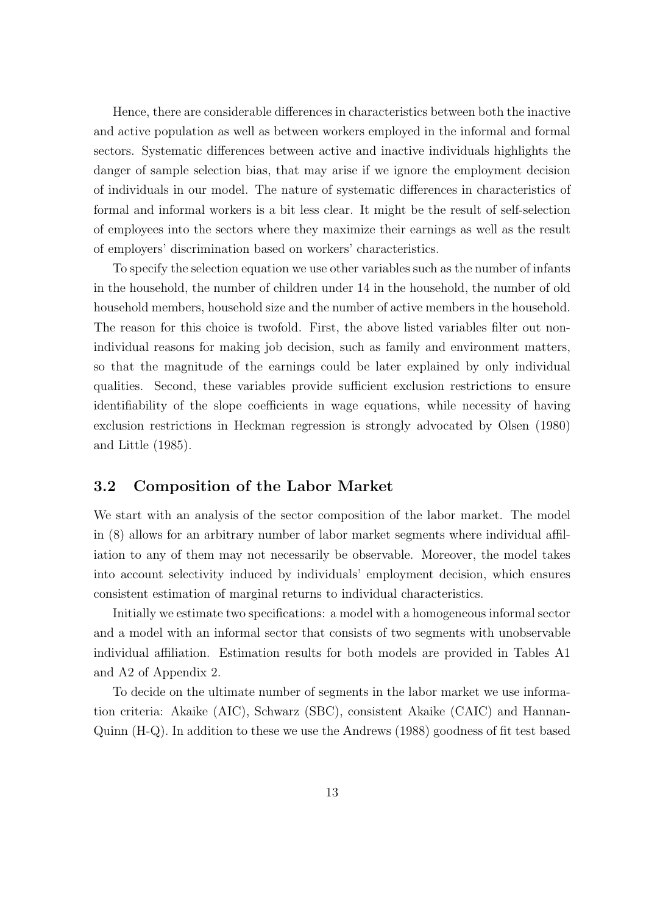Hence, there are considerable differences in characteristics between both the inactive and active population as well as between workers employed in the informal and formal sectors. Systematic differences between active and inactive individuals highlights the danger of sample selection bias, that may arise if we ignore the employment decision of individuals in our model. The nature of systematic differences in characteristics of formal and informal workers is a bit less clear. It might be the result of self-selection of employees into the sectors where they maximize their earnings as well as the result of employers' discrimination based on workers' characteristics.

To specify the selection equation we use other variables such as the number of infants in the household, the number of children under 14 in the household, the number of old household members, household size and the number of active members in the household. The reason for this choice is twofold. First, the above listed variables filter out non-individual reasons for making job decision, such as family and environment matters, so that the magnitude of the earnings could be later explained by only individual qualities. Second, these variables provide sufficient exclusion restrictions to ensure identifiability of the slope coefficients in wage equations, while necessity of having exclusion restrictions in Heckman regression is strongly advocated by Olsen (1980) and Little (1985).

### 3.2 Composition of the Labor Market

We start with an analysis of the sector composition of the labor market. The model in (8) allows for an arbitrary number of labor market segments where individual affiliation to any of them may not necessarily be observable. Moreover, the model takes into account selectivity induced by individuals' employment decision, which ensures consistent estimation of marginal returns to individual characteristics.

Initially we estimate two specifications: a model with a homogeneous informal sector and a model with an informal sector that consists of two segments with unobservable individual affiliation. Estimation results for both models are provided in Tables A1 and A2 of Appendix 2.

To decide on the ultimate number of segments in the labor market we use information criteria: Akaike (AIC), Schwarz (SBC), consistent Akaike (CAIC) and Hannan-Quinn (H-Q). In addition to these we use the Andrews (1988) goodness of fit test based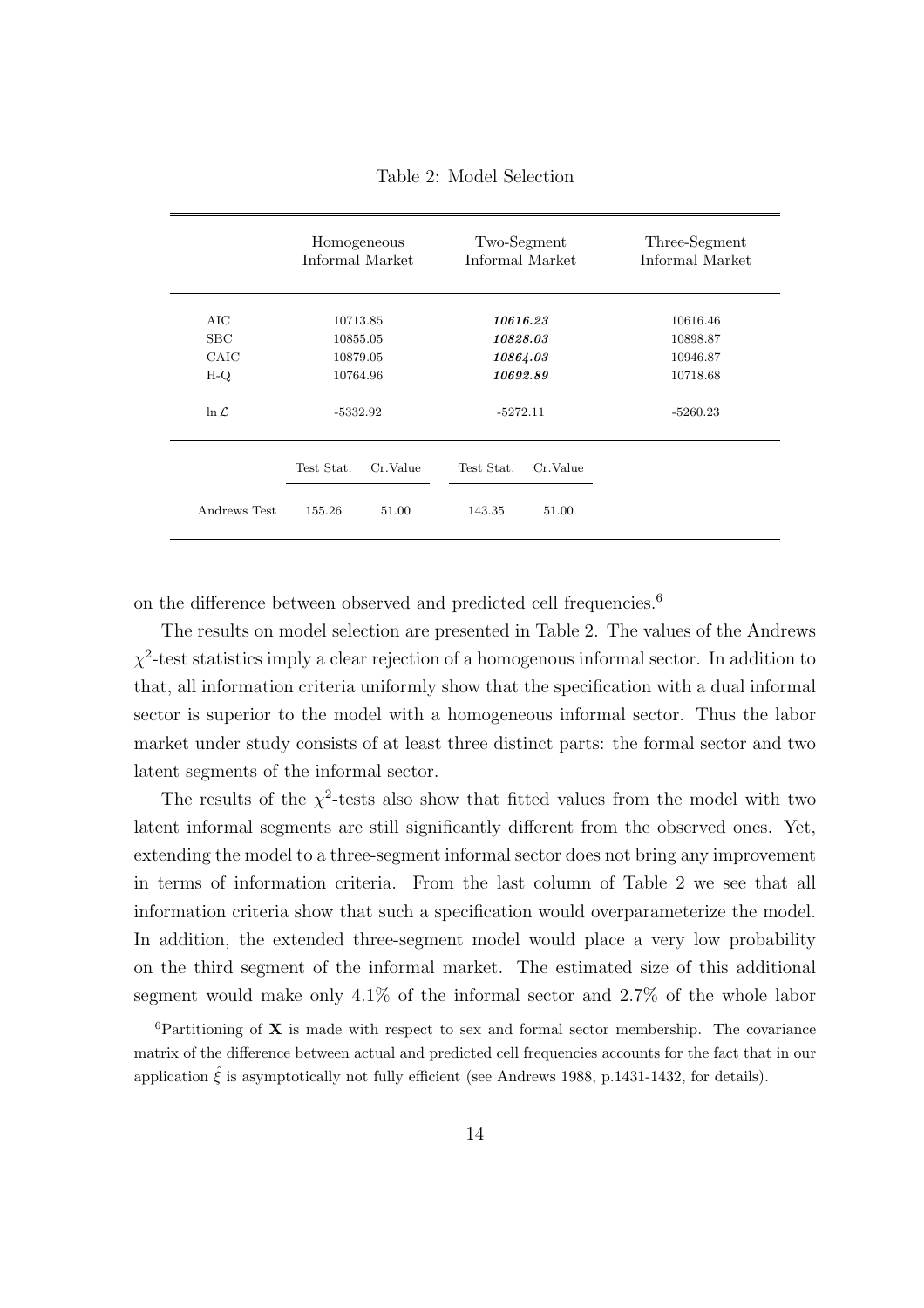Table 2: Model Selection

| | Homogeneous Informal Market | | Two-Segment Informal Market | | Three-Segment Informal Market |
|---|---|---|---|---|---|
| AIC | 10713.85 | | ***10616.23*** | | 10616.46 |
| SBC | 10855.05 | | ***10828.03*** | | 10898.87 |
| CAIC | 10879.05 | | ***10864.03*** | | 10946.87 |
| H-Q | 10764.96 | | ***10692.89*** | | 10718.68 |
| $\ln \mathcal{L}$ | -5332.92 | | -5272.11 | | -5260.23 |
| | Test Stat. | Cr.Value | Test Stat. | Cr.Value | |
| Andrews Test | 155.26 | 51.00 | 143.35 | 51.00 | |

on the difference between observed and predicted cell frequencies.[6]

The results on model selection are presented in Table 2. The values of the Andrews $\chi^2$-test statistics imply a clear rejection of a homogenous informal sector. In addition to that, all information criteria uniformly show that the specification with a dual informal sector is superior to the model with a homogeneous informal sector. Thus the labor market under study consists of at least three distinct parts: the formal sector and two latent segments of the informal sector.

The results of the $\chi^2$-tests also show that fitted values from the model with two latent informal segments are still significantly different from the observed ones. Yet, extending the model to a three-segment informal sector does not bring any improvement in terms of information criteria. From the last column of Table 2 we see that all information criteria show that such a specification would overparameterize the model. In addition, the extended three-segment model would place a very low probability on the third segment of the informal market. The estimated size of this additional segment would make only 4.1% of the informal sector and 2.7% of the whole labor

[6] Partitioning of $\mathbf{X}$ is made with respect to sex and formal sector membership. The covariance matrix of the difference between actual and predicted cell frequencies accounts for the fact that in our application $\hat{\xi}$ is asymptotically not fully efficient (see Andrews 1988, p.1431-1432, for details).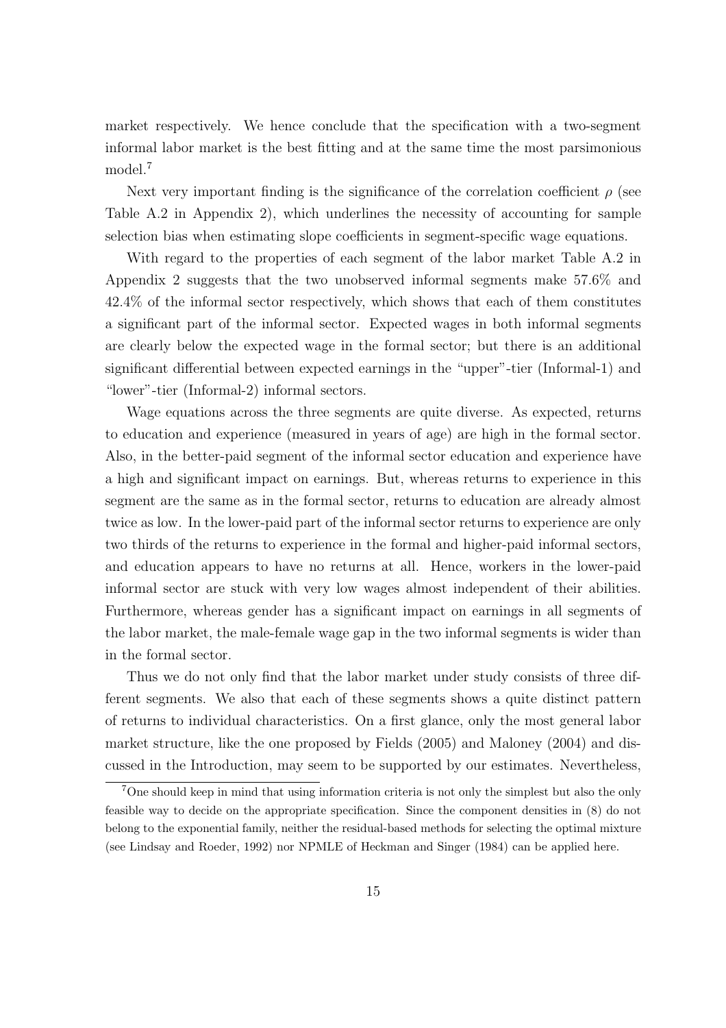market respectively. We hence conclude that the specification with a two-segment informal labor market is the best fitting and at the same time the most parsimonious model.[7]

Next very important finding is the significance of the correlation coefficient $\rho$ (see Table A.2 in Appendix 2), which underlines the necessity of accounting for sample selection bias when estimating slope coefficients in segment-specific wage equations.

With regard to the properties of each segment of the labor market Table A.2 in Appendix 2 suggests that the two unobserved informal segments make 57.6% and 42.4% of the informal sector respectively, which shows that each of them constitutes a significant part of the informal sector. Expected wages in both informal segments are clearly below the expected wage in the formal sector; but there is an additional significant differential between expected earnings in the "upper"-tier (Informal-1) and "lower"-tier (Informal-2) informal sectors.

Wage equations across the three segments are quite diverse. As expected, returns to education and experience (measured in years of age) are high in the formal sector. Also, in the better-paid segment of the informal sector education and experience have a high and significant impact on earnings. But, whereas returns to experience in this segment are the same as in the formal sector, returns to education are already almost twice as low. In the lower-paid part of the informal sector returns to experience are only two thirds of the returns to experience in the formal and higher-paid informal sectors, and education appears to have no returns at all. Hence, workers in the lower-paid informal sector are stuck with very low wages almost independent of their abilities. Furthermore, whereas gender has a significant impact on earnings in all segments of the labor market, the male-female wage gap in the two informal segments is wider than in the formal sector.

Thus we do not only find that the labor market under study consists of three different segments. We also that each of these segments shows a quite distinct pattern of returns to individual characteristics. On a first glance, only the most general labor market structure, like the one proposed by Fields (2005) and Maloney (2004) and discussed in the Introduction, may seem to be supported by our estimates. Nevertheless,

[7] One should keep in mind that using information criteria is not only the simplest but also the only feasible way to decide on the appropriate specification. Since the component densities in (8) do not belong to the exponential family, neither the residual-based methods for selecting the optimal mixture (see Lindsay and Roeder, 1992) nor NPMLE of Heckman and Singer (1984) can be applied here.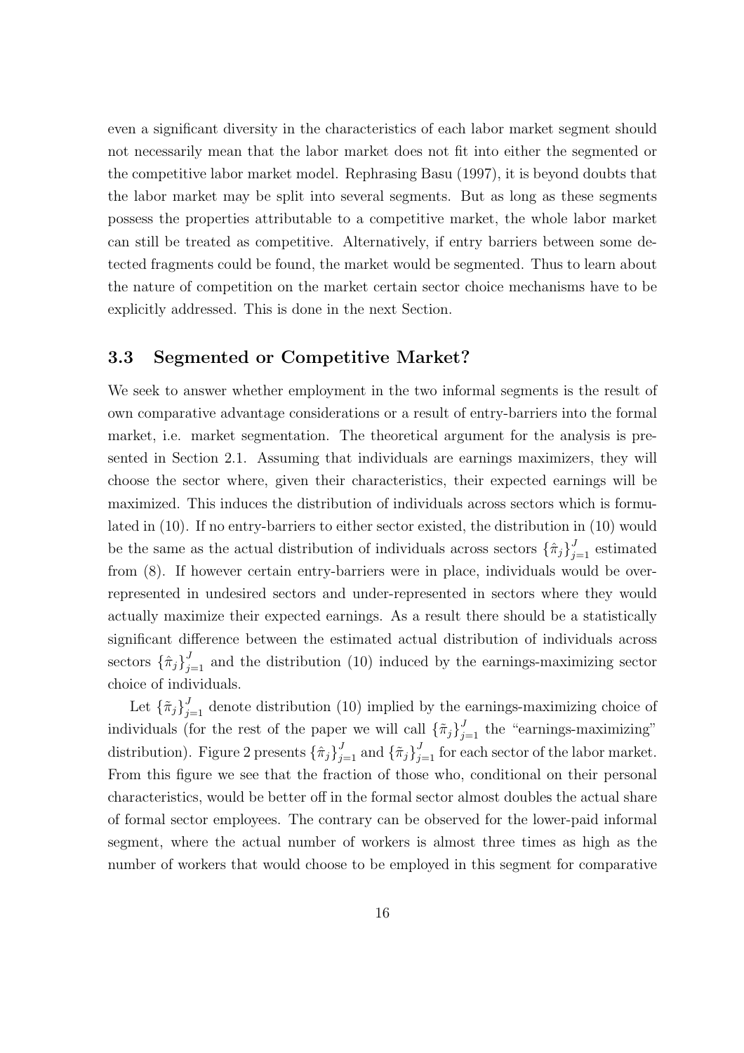even a significant diversity in the characteristics of each labor market segment should not necessarily mean that the labor market does not fit into either the segmented or the competitive labor market model. Rephrasing Basu (1997), it is beyond doubts that the labor market may be split into several segments. But as long as these segments possess the properties attributable to a competitive market, the whole labor market can still be treated as competitive. Alternatively, if entry barriers between some detected fragments could be found, the market would be segmented. Thus to learn about the nature of competition on the market certain sector choice mechanisms have to be explicitly addressed. This is done in the next Section.

### 3.3 Segmented or Competitive Market?

We seek to answer whether employment in the two informal segments is the result of own comparative advantage considerations or a result of entry-barriers into the formal market, i.e. market segmentation. The theoretical argument for the analysis is presented in Section 2.1. Assuming that individuals are earnings maximizers, they will choose the sector where, given their characteristics, their expected earnings will be maximized. This induces the distribution of individuals across sectors which is formulated in (10). If no entry-barriers to either sector existed, the distribution in (10) would be the same as the actual distribution of individuals across sectors $\{\hat{\pi}_j\}_{j=1}^J$ estimated from (8). If however certain entry-barriers were in place, individuals would be over-represented in undesired sectors and under-represented in sectors where they would actually maximize their expected earnings. As a result there should be a statistically significant difference between the estimated actual distribution of individuals across sectors $\{\hat{\pi}_j\}_{j=1}^J$ and the distribution (10) induced by the earnings-maximizing sector choice of individuals.

Let $\{\tilde{\pi}_j\}_{j=1}^J$ denote distribution (10) implied by the earnings-maximizing choice of individuals (for the rest of the paper we will call $\{\tilde{\pi}_j\}_{j=1}^J$ the "earnings-maximizing" distribution). Figure 2 presents $\{\hat{\pi}_j\}_{j=1}^J$ and $\{\tilde{\pi}_j\}_{j=1}^J$ for each sector of the labor market. From this figure we see that the fraction of those who, conditional on their personal characteristics, would be better off in the formal sector almost doubles the actual share of formal sector employees. The contrary can be observed for the lower-paid informal segment, where the actual number of workers is almost three times as high as the number of workers that would choose to be employed in this segment for comparative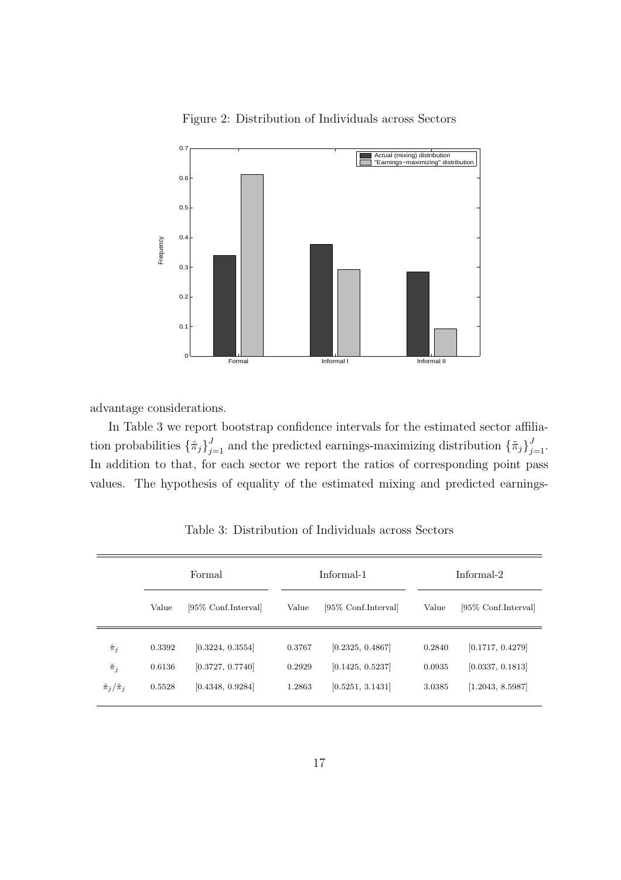Figure 2: Distribution of Individuals across Sectors

advantage considerations.

In Table 3 we report bootstrap confidence intervals for the estimated sector affiliation probabilities $\{\hat{\pi}_j\}_{j=1}^J$ and the predicted earnings-maximizing distribution $\{\tilde{\pi}_j\}_{j=1}^J$. In addition to that, for each sector we report the ratios of corresponding point pass values. The hypothesis of equality of the estimated mixing and predicted earnings-

Table 3: Distribution of Individuals across Sectors

| | Formal | | Informal-1 | | Informal-2 | |
|---|---|---|---|---|---|---|
| | Value | [95% Conf.Interval] | Value | [95% Conf.Interval] | Value | [95% Conf.Interval] |
| $\hat{\pi}_j$ | 0.3392 | [0.3224, 0.3554] | 0.3767 | [0.2325, 0.4867] | 0.2840 | [0.1717, 0.4279] |
| $\tilde{\pi}_j$ | 0.6136 | [0.3727, 0.7740] | 0.2929 | [0.1425, 0.5237] | 0.0935 | [0.0337, 0.1813] |
| $\hat{\pi}_j/\tilde{\pi}_j$ | 0.5528 | [0.4348, 0.9284] | 1.2863 | [0.5251, 3.1431] | 3.0385 | [1.2043, 8.5987] |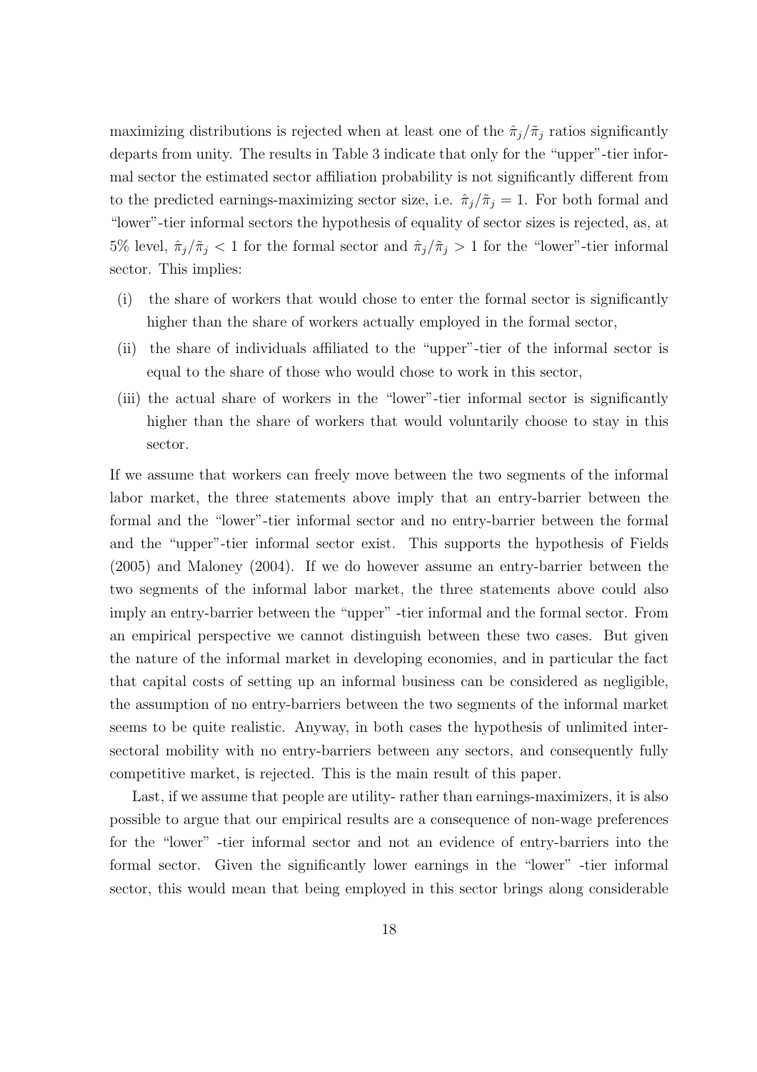maximizing distributions is rejected when at least one of the $\hat{\pi}_j/\tilde{\pi}_j$ ratios significantly departs from unity. The results in Table 3 indicate that only for the "upper"-tier informal sector the estimated sector affiliation probability is not significantly different from to the predicted earnings-maximizing sector size, i.e. $\hat{\pi}_j/\tilde{\pi}_j = 1$. For both formal and "lower"-tier informal sectors the hypothesis of equality of sector sizes is rejected, as, at 5% level, $\hat{\pi}_j/\tilde{\pi}_j < 1$ for the formal sector and $\hat{\pi}_j/\tilde{\pi}_j > 1$ for the "lower"-tier informal sector. This implies:

- (i) the share of workers that would chose to enter the formal sector is significantly higher than the share of workers actually employed in the formal sector,
- (ii) the share of individuals affiliated to the "upper"-tier of the informal sector is equal to the share of those who would chose to work in this sector,
- (iii) the actual share of workers in the "lower"-tier informal sector is significantly higher than the share of workers that would voluntarily choose to stay in this sector.

If we assume that workers can freely move between the two segments of the informal labor market, the three statements above imply that an entry-barrier between the formal and the "lower"-tier informal sector and no entry-barrier between the formal and the "upper"-tier informal sector exist. This supports the hypothesis of Fields (2005) and Maloney (2004). If we do however assume an entry-barrier between the two segments of the informal labor market, the three statements above could also imply an entry-barrier between the "upper" -tier informal and the formal sector. From an empirical perspective we cannot distinguish between these two cases. But given the nature of the informal market in developing economies, and in particular the fact that capital costs of setting up an informal business can be considered as negligible, the assumption of no entry-barriers between the two segments of the informal market seems to be quite realistic. Anyway, in both cases the hypothesis of unlimited intersectoral mobility with no entry-barriers between any sectors, and consequently fully competitive market, is rejected. This is the main result of this paper.

Last, if we assume that people are utility- rather than earnings-maximizers, it is also possible to argue that our empirical results are a consequence of non-wage preferences for the "lower" -tier informal sector and not an evidence of entry-barriers into the formal sector. Given the significantly lower earnings in the "lower" -tier informal sector, this would mean that being employed in this sector brings along considerable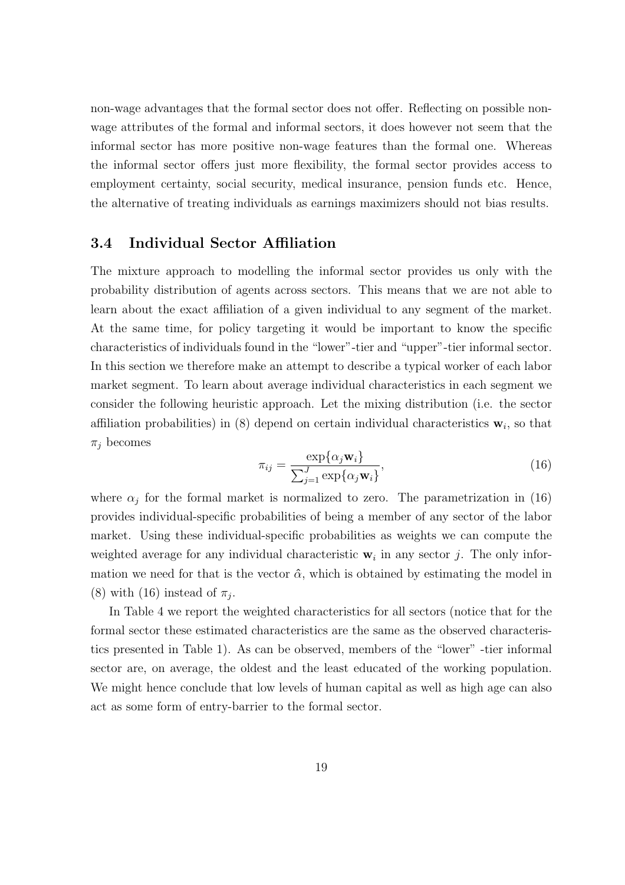non-wage advantages that the formal sector does not offer. Reflecting on possible non-wage attributes of the formal and informal sectors, it does however not seem that the informal sector has more positive non-wage features than the formal one. Whereas the informal sector offers just more flexibility, the formal sector provides access to employment certainty, social security, medical insurance, pension funds etc. Hence, the alternative of treating individuals as earnings maximizers should not bias results.

### 3.4 Individual Sector Affiliation

The mixture approach to modelling the informal sector provides us only with the probability distribution of agents across sectors. This means that we are not able to learn about the exact affiliation of a given individual to any segment of the market. At the same time, for policy targeting it would be important to know the specific characteristics of individuals found in the "lower"-tier and "upper"-tier informal sector. In this section we therefore make an attempt to describe a typical worker of each labor market segment. To learn about average individual characteristics in each segment we consider the following heuristic approach. Let the mixing distribution (i.e. the sector affiliation probabilities) in (8) depend on certain individual characteristics $\mathbf{w}_i$, so that $\pi_j$ becomes

$$\pi_{ij} = \frac{\exp\{\alpha_j \mathbf{w}_i\}}{\sum_{j=1}^{J} \exp\{\alpha_j \mathbf{w}_i\}}, \tag{16}$$

where $\alpha_j$ for the formal market is normalized to zero. The parametrization in (16) provides individual-specific probabilities of being a member of any sector of the labor market. Using these individual-specific probabilities as weights we can compute the weighted average for any individual characteristic $\mathbf{w}_i$ in any sector $j$. The only information we need for that is the vector $\hat{\alpha}$, which is obtained by estimating the model in (8) with (16) instead of $\pi_j$.

In Table 4 we report the weighted characteristics for all sectors (notice that for the formal sector these estimated characteristics are the same as the observed characteristics presented in Table 1). As can be observed, members of the "lower" -tier informal sector are, on average, the oldest and the least educated of the working population. We might hence conclude that low levels of human capital as well as high age can also act as some form of entry-barrier to the formal sector.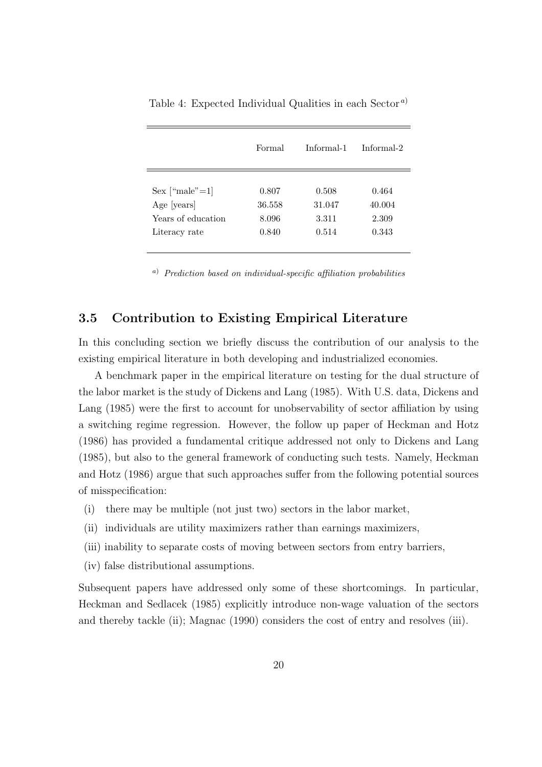Table 4: Expected Individual Qualities in each Sector[a)]

| | Formal | Informal-1 | Informal-2 |
|---|---|---|---|
| Sex ["male"=1] | 0.807 | 0.508 | 0.464 |
| Age [years] | 36.558 | 31.047 | 40.004 |
| Years of education | 8.096 | 3.311 | 2.309 |
| Literacy rate | 0.840 | 0.514 | 0.343 |

[a)] *Prediction based on individual-specific affiliation probabilities*

### 3.5 Contribution to Existing Empirical Literature

In this concluding section we briefly discuss the contribution of our analysis to the existing empirical literature in both developing and industrialized economies.

A benchmark paper in the empirical literature on testing for the dual structure of the labor market is the study of Dickens and Lang (1985). With U.S. data, Dickens and Lang (1985) were the first to account for unobservability of sector affiliation by using a switching regime regression. However, the follow up paper of Heckman and Hotz (1986) has provided a fundamental critique addressed not only to Dickens and Lang (1985), but also to the general framework of conducting such tests. Namely, Heckman and Hotz (1986) argue that such approaches suffer from the following potential sources of misspecification:

(i) there may be multiple (not just two) sectors in the labor market,

(ii) individuals are utility maximizers rather than earnings maximizers,

(iii) inability to separate costs of moving between sectors from entry barriers,

(iv) false distributional assumptions.

Subsequent papers have addressed only some of these shortcomings. In particular, Heckman and Sedlacek (1985) explicitly introduce non-wage valuation of the sectors and thereby tackle (ii); Magnac (1990) considers the cost of entry and resolves (iii).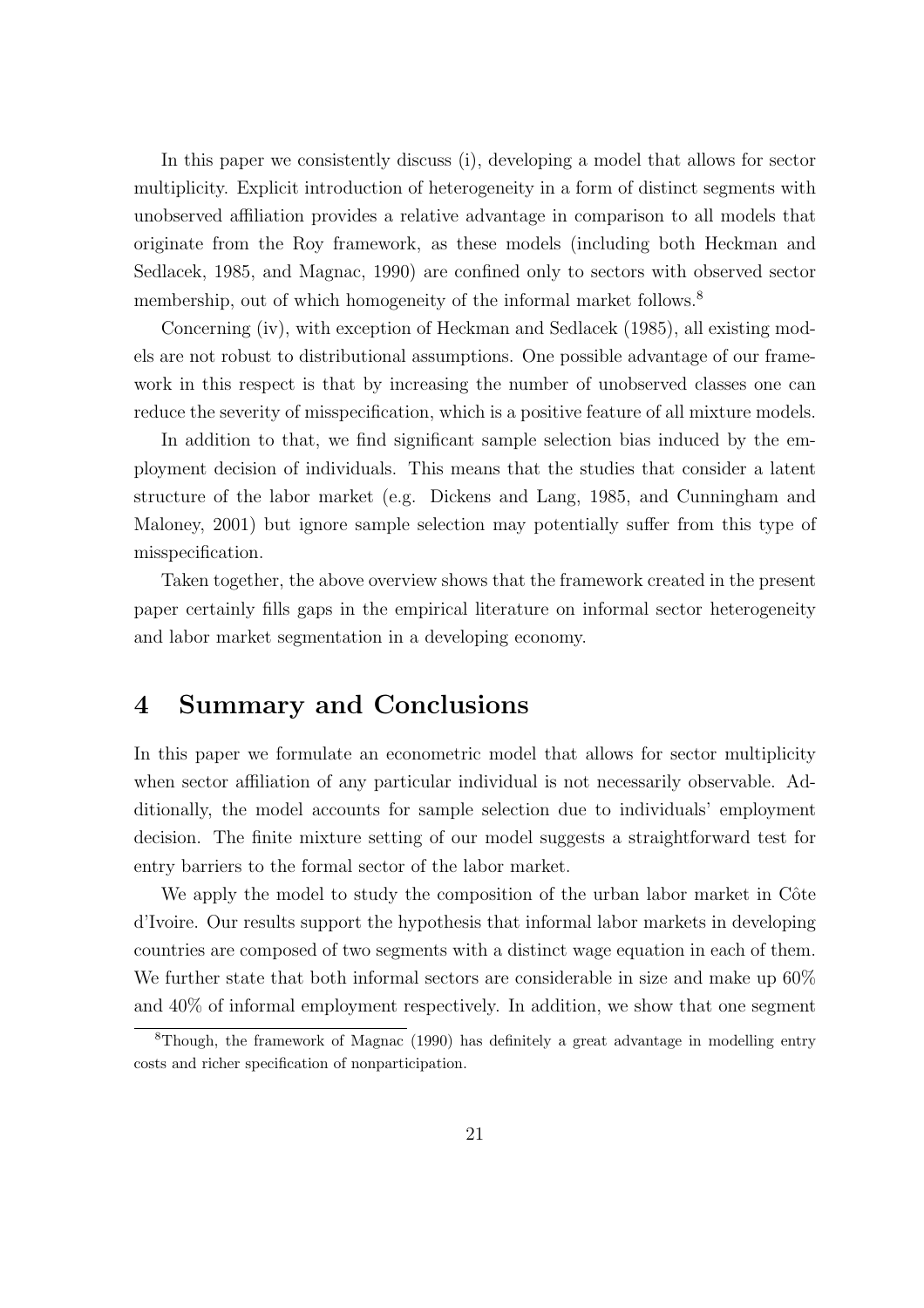In this paper we consistently discuss (i), developing a model that allows for sector multiplicity. Explicit introduction of heterogeneity in a form of distinct segments with unobserved affiliation provides a relative advantage in comparison to all models that originate from the Roy framework, as these models (including both Heckman and Sedlacek, 1985, and Magnac, 1990) are confined only to sectors with observed sector membership, out of which homogeneity of the informal market follows.[8]

Concerning (iv), with exception of Heckman and Sedlacek (1985), all existing models are not robust to distributional assumptions. One possible advantage of our framework in this respect is that by increasing the number of unobserved classes one can reduce the severity of misspecification, which is a positive feature of all mixture models.

In addition to that, we find significant sample selection bias induced by the employment decision of individuals. This means that the studies that consider a latent structure of the labor market (e.g. Dickens and Lang, 1985, and Cunningham and Maloney, 2001) but ignore sample selection may potentially suffer from this type of misspecification.

Taken together, the above overview shows that the framework created in the present paper certainly fills gaps in the empirical literature on informal sector heterogeneity and labor market segmentation in a developing economy.

# 4 Summary and Conclusions

In this paper we formulate an econometric model that allows for sector multiplicity when sector affiliation of any particular individual is not necessarily observable. Additionally, the model accounts for sample selection due to individuals' employment decision. The finite mixture setting of our model suggests a straightforward test for entry barriers to the formal sector of the labor market.

We apply the model to study the composition of the urban labor market in Côte d'Ivoire. Our results support the hypothesis that informal labor markets in developing countries are composed of two segments with a distinct wage equation in each of them. We further state that both informal sectors are considerable in size and make up 60% and 40% of informal employment respectively. In addition, we show that one segment

[8] Though, the framework of Magnac (1990) has definitely a great advantage in modelling entry costs and richer specification of nonparticipation.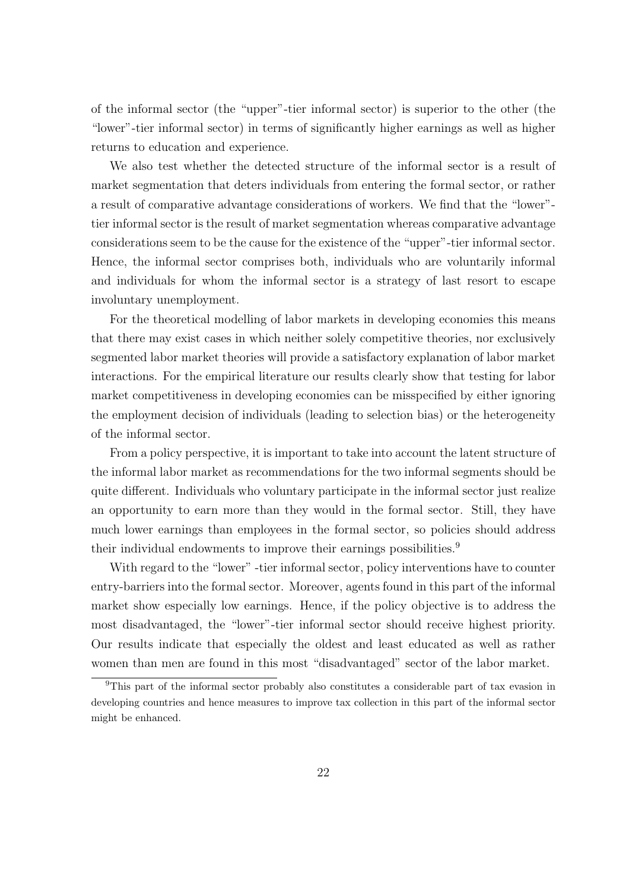of the informal sector (the "upper"-tier informal sector) is superior to the other (the "lower"-tier informal sector) in terms of significantly higher earnings as well as higher returns to education and experience.

We also test whether the detected structure of the informal sector is a result of market segmentation that deters individuals from entering the formal sector, or rather a result of comparative advantage considerations of workers. We find that the "lower"-tier informal sector is the result of market segmentation whereas comparative advantage considerations seem to be the cause for the existence of the "upper"-tier informal sector. Hence, the informal sector comprises both, individuals who are voluntarily informal and individuals for whom the informal sector is a strategy of last resort to escape involuntary unemployment.

For the theoretical modelling of labor markets in developing economies this means that there may exist cases in which neither solely competitive theories, nor exclusively segmented labor market theories will provide a satisfactory explanation of labor market interactions. For the empirical literature our results clearly show that testing for labor market competitiveness in developing economies can be misspecified by either ignoring the employment decision of individuals (leading to selection bias) or the heterogeneity of the informal sector.

From a policy perspective, it is important to take into account the latent structure of the informal labor market as recommendations for the two informal segments should be quite different. Individuals who voluntary participate in the informal sector just realize an opportunity to earn more than they would in the formal sector. Still, they have much lower earnings than employees in the formal sector, so policies should address their individual endowments to improve their earnings possibilities.[9]

With regard to the "lower" -tier informal sector, policy interventions have to counter entry-barriers into the formal sector. Moreover, agents found in this part of the informal market show especially low earnings. Hence, if the policy objective is to address the most disadvantaged, the "lower"-tier informal sector should receive highest priority. Our results indicate that especially the oldest and least educated as well as rather women than men are found in this most "disadvantaged" sector of the labor market.

[9]This part of the informal sector probably also constitutes a considerable part of tax evasion in developing countries and hence measures to improve tax collection in this part of the informal sector might be enhanced.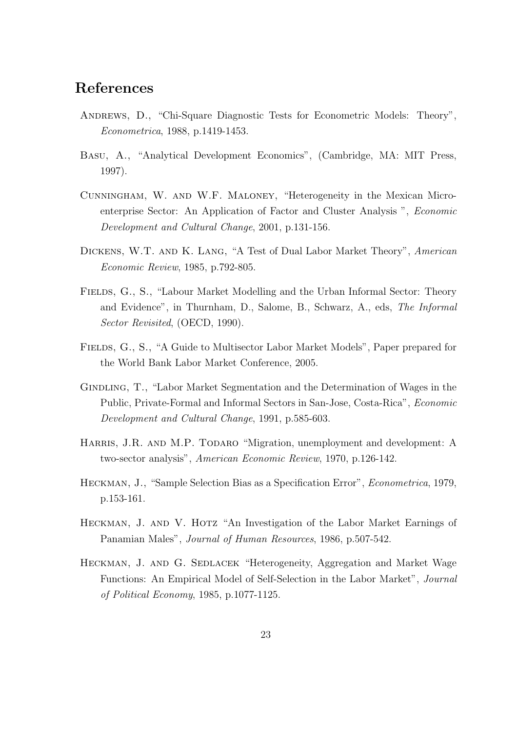## References

Andrews, D., "Chi-Square Diagnostic Tests for Econometric Models: Theory", *Econometrica*, 1988, p.1419-1453.

Basu, A., "Analytical Development Economics", (Cambridge, MA: MIT Press, 1997).

Cunningham, W. and W.F. Maloney, "Heterogeneity in the Mexican Micro-enterprise Sector: An Application of Factor and Cluster Analysis ", *Economic Development and Cultural Change*, 2001, p.131-156.

Dickens, W.T. and K. Lang, "A Test of Dual Labor Market Theory", *American Economic Review*, 1985, p.792-805.

Fields, G., S., "Labour Market Modelling and the Urban Informal Sector: Theory and Evidence", in Thurnham, D., Salome, B., Schwarz, A., eds, *The Informal Sector Revisited*, (OECD, 1990).

Fields, G., S., "A Guide to Multisector Labor Market Models", Paper prepared for the World Bank Labor Market Conference, 2005.

Gindling, T., "Labor Market Segmentation and the Determination of Wages in the Public, Private-Formal and Informal Sectors in San-Jose, Costa-Rica", *Economic Development and Cultural Change*, 1991, p.585-603.

Harris, J.R. and M.P. Todaro "Migration, unemployment and development: A two-sector analysis", *American Economic Review*, 1970, p.126-142.

Heckman, J., "Sample Selection Bias as a Specification Error", *Econometrica*, 1979, p.153-161.

Heckman, J. and V. Hotz "An Investigation of the Labor Market Earnings of Panamian Males", *Journal of Human Resources*, 1986, p.507-542.

Heckman, J. and G. Sedlacek "Heterogeneity, Aggregation and Market Wage Functions: An Empirical Model of Self-Selection in the Labor Market", *Journal of Political Economy*, 1985, p.1077-1125.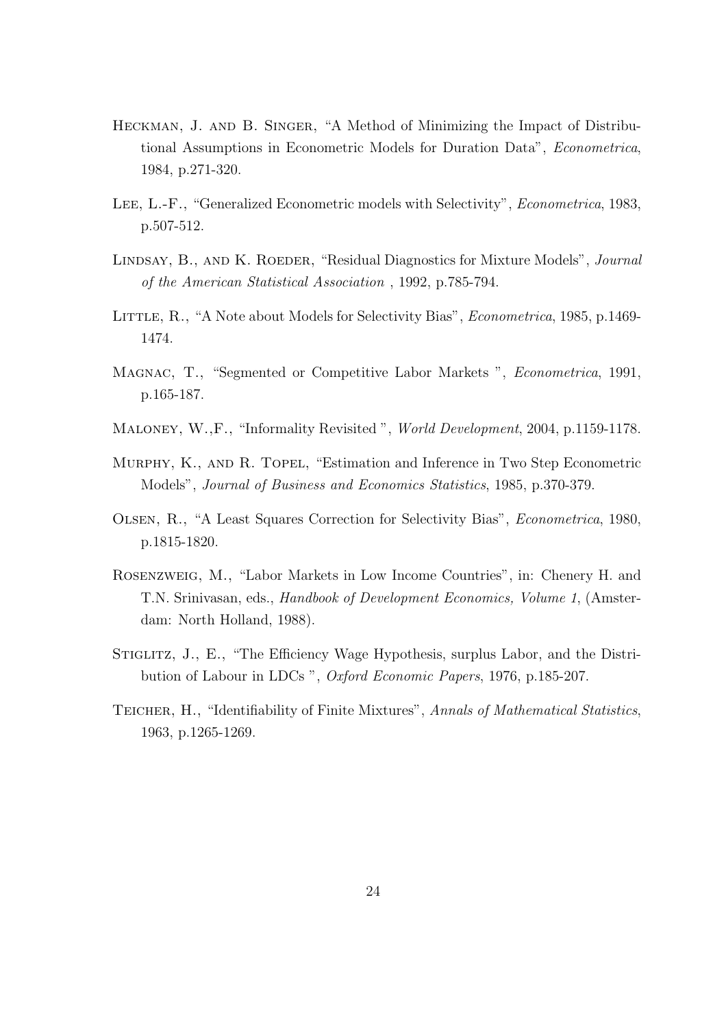Heckman, J. and B. Singer, "A Method of Minimizing the Impact of Distributional Assumptions in Econometric Models for Duration Data", *Econometrica*, 1984, p.271-320.

Lee, L.-F., "Generalized Econometric models with Selectivity", *Econometrica*, 1983, p.507-512.

Lindsay, B., and K. Roeder, "Residual Diagnostics for Mixture Models", *Journal of the American Statistical Association* , 1992, p.785-794.

Little, R., "A Note about Models for Selectivity Bias", *Econometrica*, 1985, p.1469-1474.

Magnac, T., "Segmented or Competitive Labor Markets ", *Econometrica*, 1991, p.165-187.

Maloney, W.,F., "Informality Revisited ", *World Development*, 2004, p.1159-1178.

Murphy, K., and R. Topel, "Estimation and Inference in Two Step Econometric Models", *Journal of Business and Economics Statistics*, 1985, p.370-379.

Olsen, R., "A Least Squares Correction for Selectivity Bias", *Econometrica*, 1980, p.1815-1820.

Rosenzweig, M., "Labor Markets in Low Income Countries", in: Chenery H. and T.N. Srinivasan, eds., *Handbook of Development Economics, Volume 1*, (Amsterdam: North Holland, 1988).

Stiglitz, J., E., "The Efficiency Wage Hypothesis, surplus Labor, and the Distribution of Labour in LDCs ", *Oxford Economic Papers*, 1976, p.185-207.

Teicher, H., "Identifiability of Finite Mixtures", *Annals of Mathematical Statistics*, 1963, p.1265-1269.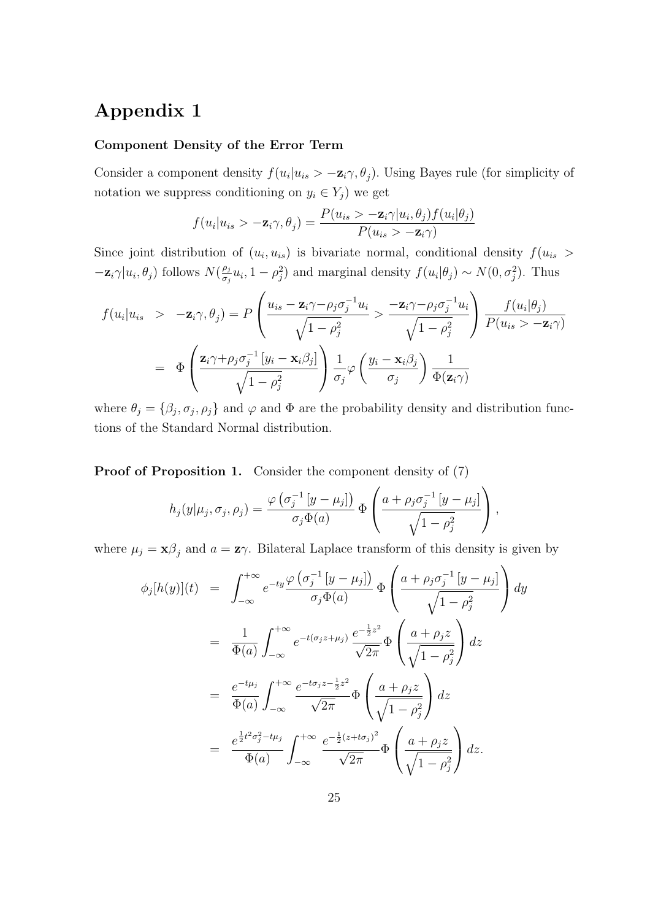# Appendix 1

### Component Density of the Error Term

Consider a component density $f(u_i|u_{is} > -\mathbf{z}_i\gamma, \theta_j)$. Using Bayes rule (for simplicity of notation we suppress conditioning on $y_i \in Y_j$) we get

$$f(u_i|u_{is} > -\mathbf{z}_i\gamma, \theta_j) = \frac{P(u_{is} > -\mathbf{z}_i\gamma|u_i, \theta_j) f(u_i|\theta_j)}{P(u_{is} > -\mathbf{z}_i\gamma)}$$

Since joint distribution of $(u_i, u_{is})$ is bivariate normal, conditional density $f(u_{is} > -\mathbf{z}_i\gamma|u_i, \theta_j)$ follows $N(\frac{\rho_j}{\sigma_j}u_i, 1-\rho_j^2)$ and marginal density $f(u_i|\theta_j) \sim N(0, \sigma_j^2)$. Thus

$$\begin{aligned} f(u_i|u_{is} &> -\mathbf{z}_i\gamma, \theta_j) = P\left(\frac{u_{is} - \mathbf{z}_i\gamma - \rho_j\sigma_j^{-1}u_i}{\sqrt{1-\rho_j^2}} > \frac{-\mathbf{z}_i\gamma - \rho_j\sigma_j^{-1}u_i}{\sqrt{1-\rho_j^2}}\right) \frac{f(u_i|\theta_j)}{P(u_{is} > -\mathbf{z}_i\gamma)} \\ &= \Phi\left(\frac{\mathbf{z}_i\gamma + \rho_j\sigma_j^{-1}[y_i - \mathbf{x}_i\beta_j]}{\sqrt{1-\rho_j^2}}\right) \frac{1}{\sigma_j}\varphi\left(\frac{y_i - \mathbf{x}_i\beta_j}{\sigma_j}\right) \frac{1}{\Phi(\mathbf{z}_i\gamma)} \end{aligned}$$

where $\theta_j = \{\beta_j, \sigma_j, \rho_j\}$ and $\varphi$ and $\Phi$ are the probability density and distribution functions of the Standard Normal distribution.

**Proof of Proposition 1.** Consider the component density of (7)

$$h_j(y|\mu_j, \sigma_j, \rho_j) = \frac{\varphi\left(\sigma_j^{-1}[y-\mu_j]\right)}{\sigma_j\Phi(a)} \Phi\left(\frac{a + \rho_j\sigma_j^{-1}[y-\mu_j]}{\sqrt{1-\rho_j^2}}\right),$$

where $\mu_j = \mathbf{x}\beta_j$ and $a = \mathbf{z}\gamma$. Bilateral Laplace transform of this density is given by

$$\begin{aligned} \phi_j[h(y)](t) &= \int_{-\infty}^{+\infty} e^{-ty} \frac{\varphi\left(\sigma_j^{-1}[y-\mu_j]\right)}{\sigma_j\Phi(a)} \Phi\left(\frac{a + \rho_j\sigma_j^{-1}[y-\mu_j]}{\sqrt{1-\rho_j^2}}\right) dy \\ &= \frac{1}{\Phi(a)} \int_{-\infty}^{+\infty} e^{-t(\sigma_j z + \mu_j)} \frac{e^{-\frac{1}{2}z^2}}{\sqrt{2\pi}} \Phi\left(\frac{a + \rho_j z}{\sqrt{1-\rho_j^2}}\right) dz \\ &= \frac{e^{-t\mu_j}}{\Phi(a)} \int_{-\infty}^{+\infty} \frac{e^{-t\sigma_j z - \frac{1}{2}z^2}}{\sqrt{2\pi}} \Phi\left(\frac{a + \rho_j z}{\sqrt{1-\rho_j^2}}\right) dz \\ &= \frac{e^{\frac{1}{2}t^2\sigma_j^2 - t\mu_j}}{\Phi(a)} \int_{-\infty}^{+\infty} \frac{e^{-\frac{1}{2}(z + t\sigma_j)^2}}{\sqrt{2\pi}} \Phi\left(\frac{a + \rho_j z}{\sqrt{1-\rho_j^2}}\right) dz. \end{aligned}$$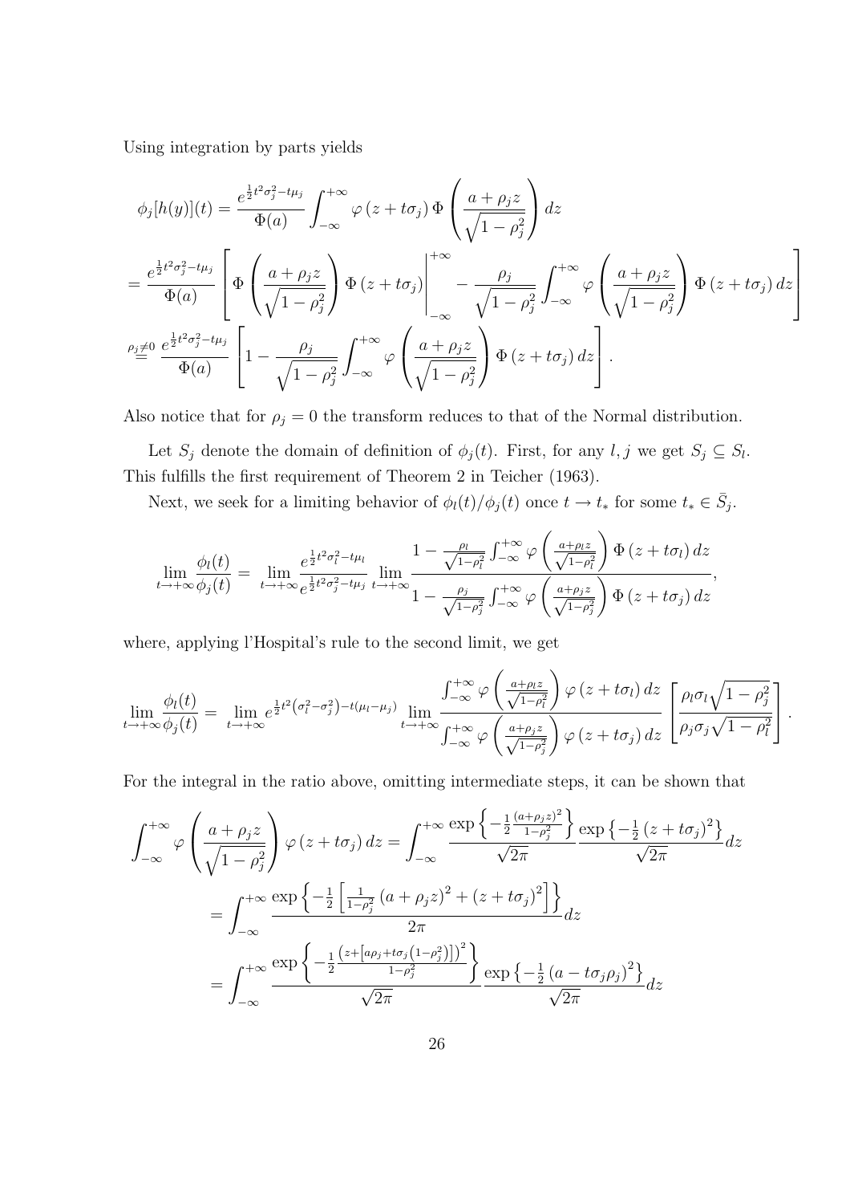Using integration by parts yields

$$
\phi_j[h(y)](t) = \frac{e^{\frac{1}{2}t^2\sigma_j^2 - t\mu_j}}{\Phi(a)} \int_{-\infty}^{+\infty} \varphi\left(z + t\sigma_j\right) \Phi\left(\frac{a + \rho_j z}{\sqrt{1-\rho_j^2}}\right) dz
$$

$$
= \frac{e^{\frac{1}{2}t^2\sigma_j^2 - t\mu_j}}{\Phi(a)} \left[ \Phi\left(\frac{a + \rho_j z}{\sqrt{1-\rho_j^2}}\right) \Phi\left(z + t\sigma_j\right) \Bigg|_{-\infty}^{+\infty} - \frac{\rho_j}{\sqrt{1-\rho_j^2}} \int_{-\infty}^{+\infty} \varphi\left(\frac{a + \rho_j z}{\sqrt{1-\rho_j^2}}\right) \Phi\left(z + t\sigma_j\right) dz \right]
$$

$$
\overset{\rho_j \neq 0}{=} \frac{e^{\frac{1}{2}t^2\sigma_j^2 - t\mu_j}}{\Phi(a)} \left[ 1 - \frac{\rho_j}{\sqrt{1-\rho_j^2}} \int_{-\infty}^{+\infty} \varphi\left(\frac{a + \rho_j z}{\sqrt{1-\rho_j^2}}\right) \Phi\left(z + t\sigma_j\right) dz \right].
$$

Also notice that for $\rho_j = 0$ the transform reduces to that of the Normal distribution.

Let $S_j$ denote the domain of definition of $\phi_j(t)$. First, for any $l, j$ we get $S_j \subseteq S_l$. This fulfills the first requirement of Theorem 2 in Teicher (1963).

Next, we seek for a limiting behavior of $\phi_l(t)/\phi_j(t)$ once $t \to t_*$ for some $t_* \in \bar{S}_j$.

$$
\lim_{t\to+\infty} \frac{\phi_l(t)}{\phi_j(t)} = \lim_{t\to+\infty} \frac{e^{\frac{1}{2}t^2\sigma_l^2 - t\mu_l}}{e^{\frac{1}{2}t^2\sigma_j^2 - t\mu_j}} \lim_{t\to+\infty} \frac{1 - \frac{\rho_l}{\sqrt{1-\rho_l^2}} \int_{-\infty}^{+\infty} \varphi\left(\frac{a+\rho_l z}{\sqrt{1-\rho_l^2}}\right) \Phi\left(z + t\sigma_l\right) dz}{1 - \frac{\rho_j}{\sqrt{1-\rho_j^2}} \int_{-\infty}^{+\infty} \varphi\left(\frac{a+\rho_j z}{\sqrt{1-\rho_j^2}}\right) \Phi\left(z + t\sigma_j\right) dz},
$$

where, applying l'Hospital's rule to the second limit, we get

$$
\lim_{t\to+\infty} \frac{\phi_l(t)}{\phi_j(t)} = \lim_{t\to+\infty} e^{\frac{1}{2}t^2\left(\sigma_l^2 - \sigma_j^2\right) - t(\mu_l - \mu_j)} \lim_{t\to+\infty} \frac{\int_{-\infty}^{+\infty} \varphi\left(\frac{a+\rho_l z}{\sqrt{1-\rho_l^2}}\right) \varphi\left(z + t\sigma_l\right) dz}{\int_{-\infty}^{+\infty} \varphi\left(\frac{a+\rho_j z}{\sqrt{1-\rho_j^2}}\right) \varphi\left(z + t\sigma_j\right) dz} \left[ \frac{\rho_l \sigma_l \sqrt{1-\rho_j^2}}{\rho_j \sigma_j \sqrt{1-\rho_l^2}} \right].
$$

For the integral in the ratio above, omitting intermediate steps, it can be shown that

$$
\int_{-\infty}^{+\infty} \varphi\left(\frac{a + \rho_j z}{\sqrt{1-\rho_j^2}}\right) \varphi\left(z + t\sigma_j\right) dz = \int_{-\infty}^{+\infty} \frac{\exp\left\{-\frac{1}{2}\frac{(a+\rho_j z)^2}{1-\rho_j^2}\right\}}{\sqrt{2\pi}} \frac{\exp\left\{-\frac{1}{2}\left(z + t\sigma_j\right)^2\right\}}{\sqrt{2\pi}} dz
$$

$$
= \int_{-\infty}^{+\infty} \frac{\exp\left\{-\frac{1}{2}\left[\frac{1}{1-\rho_j^2}\left(a + \rho_j z\right)^2 + \left(z + t\sigma_j\right)^2\right]\right\}}{2\pi} dz
$$

$$
= \int_{-\infty}^{+\infty} \frac{\exp\left\{-\frac{1}{2}\frac{\left(z + \left[a\rho_j + t\sigma_j\left(1-\rho_j^2\right)\right]\right)^2}{1-\rho_j^2}\right\}}{\sqrt{2\pi}} \frac{\exp\left\{-\frac{1}{2}\left(a - t\sigma_j\rho_j\right)^2\right\}}{\sqrt{2\pi}} dz
$$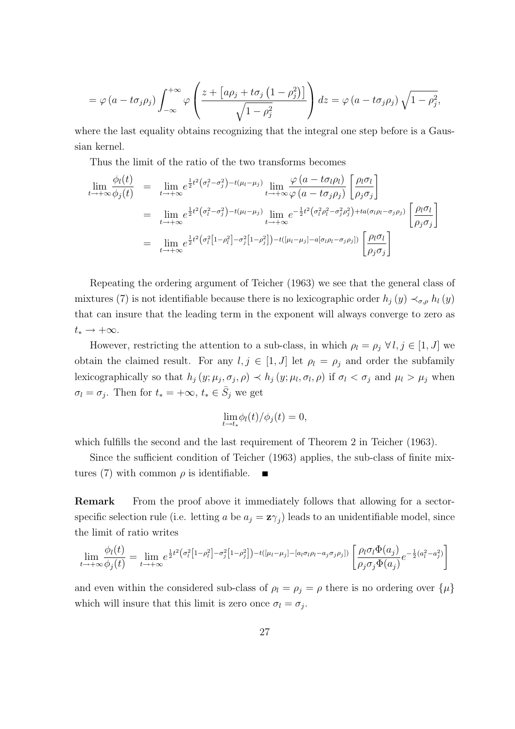$$= \varphi\left(a - t\sigma_j\rho_j\right) \int_{-\infty}^{+\infty} \varphi\left(\frac{z + \left[a\rho_j + t\sigma_j\left(1-\rho_j^2\right)\right]}{\sqrt{1-\rho_j^2}}\right) dz = \varphi\left(a - t\sigma_j\rho_j\right)\sqrt{1-\rho_j^2},$$

where the last equality obtains recognizing that the integral one step before is a Gaussian kernel.

Thus the limit of the ratio of the two transforms becomes

$$\begin{aligned}
\lim_{t\to+\infty} \frac{\phi_l(t)}{\phi_j(t)} &= \lim_{t\to+\infty} e^{\frac{1}{2}t^2\left(\sigma_l^2-\sigma_j^2\right)-t(\mu_l-\mu_j)} \lim_{t\to+\infty} \frac{\varphi\left(a-t\sigma_l\rho_l\right)}{\varphi\left(a-t\sigma_j\rho_j\right)}\left[\frac{\rho_l\sigma_l}{\rho_j\sigma_j}\right] \\
&= \lim_{t\to+\infty} e^{\frac{1}{2}t^2\left(\sigma_l^2-\sigma_j^2\right)-t(\mu_l-\mu_j)} \lim_{t\to+\infty} e^{-\frac{1}{2}t^2\left(\sigma_l^2\rho_l^2-\sigma_j^2\rho_j^2\right)+ta(\sigma_l\rho_l-\sigma_j\rho_j)}\left[\frac{\rho_l\sigma_l}{\rho_j\sigma_j}\right] \\
&= \lim_{t\to+\infty} e^{\frac{1}{2}t^2\left(\sigma_l^2\left[1-\rho_l^2\right]-\sigma_j^2\left[1-\rho_j^2\right]\right)-t\left([\mu_l-\mu_j]-a[\sigma_l\rho_l-\sigma_j\rho_j]\right)}\left[\frac{\rho_l\sigma_l}{\rho_j\sigma_j}\right]
\end{aligned}$$

Repeating the ordering argument of Teicher (1963) we see that the general class of mixtures (7) is not identifiable because there is no lexicographic order $h_j(y) \prec_{\sigma,\rho} h_l(y)$ that can insure that the leading term in the exponent will always converge to zero as $t_* \to +\infty$.

However, restricting the attention to a sub-class, in which $\rho_l = \rho_j \; \forall\, l, j \in [1, J]$ we obtain the claimed result. For any $l, j \in [1, J]$ let $\rho_l = \rho_j$ and order the subfamily lexicographically so that $h_j(y; \mu_j, \sigma_j, \rho) \prec h_j(y; \mu_l, \sigma_l, \rho)$ if $\sigma_l < \sigma_j$ and $\mu_l > \mu_j$ when $\sigma_l = \sigma_j$. Then for $t_* = +\infty$, $t_* \in \bar{S}_j$ we get

$$\lim_{t\to t_*} \phi_l(t)/\phi_j(t) = 0,$$

which fulfills the second and the last requirement of Theorem 2 in Teicher (1963).

Since the sufficient condition of Teicher (1963) applies, the sub-class of finite mixtures (7) with common $\rho$ is identifiable. ∎

**Remark** From the proof above it immediately follows that allowing for a sector-specific selection rule (i.e. letting $a$ be $a_j = \mathbf{z}\gamma_j$) leads to an unidentifiable model, since the limit of ratio writes

$$\lim_{t\to+\infty} \frac{\phi_l(t)}{\phi_j(t)} = \lim_{t\to+\infty} e^{\frac{1}{2}t^2\left(\sigma_l^2\left[1-\rho_l^2\right]-\sigma_j^2\left[1-\rho_j^2\right]\right)-t\left([\mu_l-\mu_j]-[a_l\sigma_l\rho_l-a_j\sigma_j\rho_j]\right)}\left[\frac{\rho_l\sigma_l\Phi(a_j)}{\rho_j\sigma_j\Phi(a_j)}e^{-\frac{1}{2}\left(a_l^2-a_j^2\right)}\right]$$

and even within the considered sub-class of $\rho_l = \rho_j = \rho$ there is no ordering over $\{\mu\}$ which will insure that this limit is zero once $\sigma_l = \sigma_j$.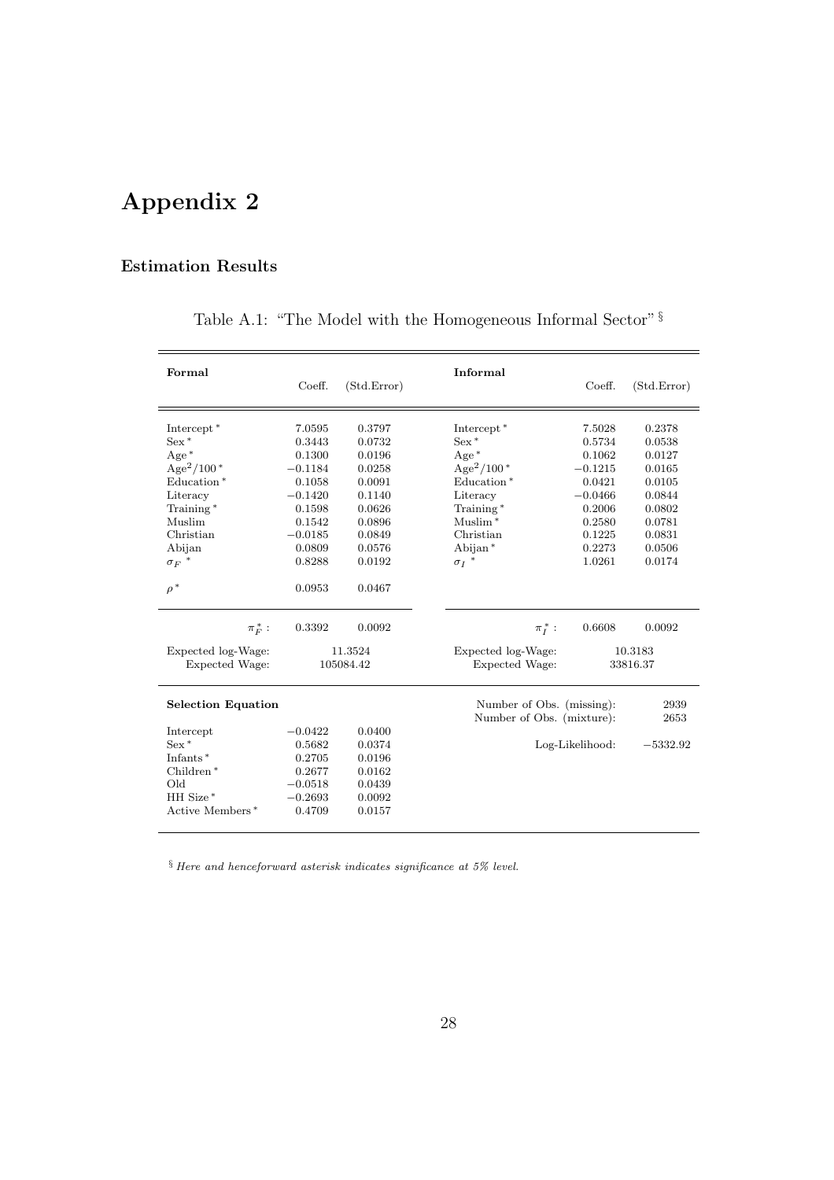# Appendix 2

### Estimation Results

Table A.1: "The Model with the Homogeneous Informal Sector" §

| **Formal** | Coeff. | (Std.Error) | **Informal** | Coeff. | (Std.Error) |
|---|---|---|---|---|---|
| Intercept* | 7.0595 | 0.3797 | Intercept* | 7.5028 | 0.2378 |
| Sex* | 0.3443 | 0.0732 | Sex* | 0.5734 | 0.0538 |
| Age* | 0.1300 | 0.0196 | Age* | 0.1062 | 0.0127 |
| $\text{Age}^2/100$* | −0.1184 | 0.0258 | $\text{Age}^2/100$* | −0.1215 | 0.0165 |
| Education* | 0.1058 | 0.0091 | Education* | 0.0421 | 0.0105 |
| Literacy | −0.1420 | 0.1140 | Literacy | −0.0466 | 0.0844 |
| Training* | 0.1598 | 0.0626 | Training* | 0.2006 | 0.0802 |
| Muslim | 0.1542 | 0.0896 | Muslim* | 0.2580 | 0.0781 |
| Christian | −0.0185 | 0.0849 | Christian | 0.1225 | 0.0831 |
| Abijan | 0.0809 | 0.0576 | Abijan* | 0.2273 | 0.0506 |
| $\sigma_F$ * | 0.8288 | 0.0192 | $\sigma_I$ * | 1.0261 | 0.0174 |
| $\rho$* | 0.0953 | 0.0467 | | | |
| $\pi_F^*$ : | 0.3392 | 0.0092 | $\pi_I^*$ : | 0.6608 | 0.0092 |
| Expected log-Wage: | 11.3524 | | Expected log-Wage: | 10.3183 | |
| Expected Wage: | 105084.42 | | Expected Wage: | 33816.37 | |
| **Selection Equation** | | | Number of Obs. (missing): | 2939 | |
| | | | Number of Obs. (mixture): | 2653 | |
| Intercept | −0.0422 | 0.0400 | | | |
| Sex* | 0.5682 | 0.0374 | Log-Likelihood: | −5332.92 | |
| Infants* | 0.2705 | 0.0196 | | | |
| Children* | 0.2677 | 0.0162 | | | |
| Old | −0.0518 | 0.0439 | | | |
| HH Size* | −0.2693 | 0.0092 | | | |
| Active Members* | 0.4709 | 0.0157 | | | |

§ *Here and henceforward asterisk indicates significance at 5% level.*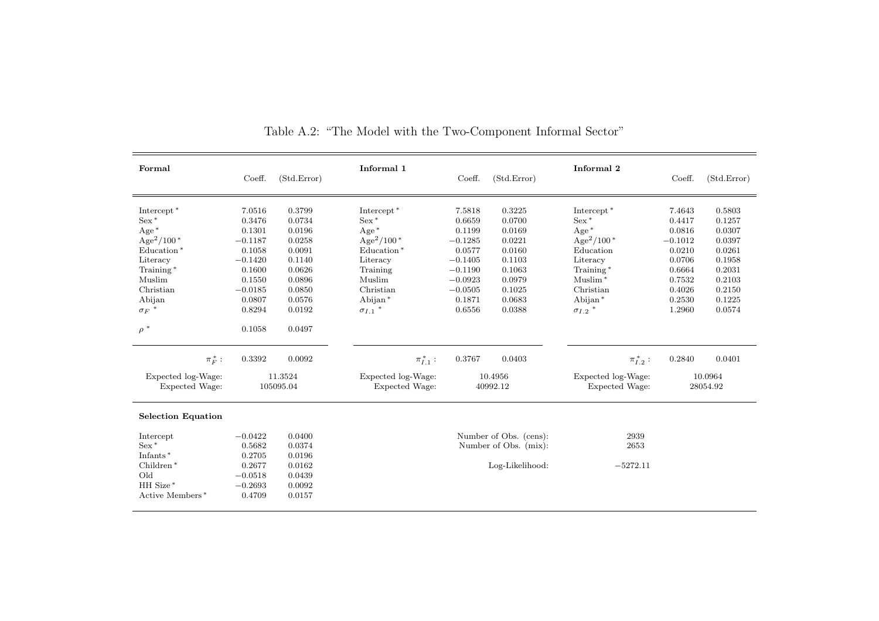Table A.2: "The Model with the Two-Component Informal Sector"

| **Formal** | Coeff. | (Std.Error) | **Informal 1** | Coeff. | (Std.Error) | **Informal 2** | Coeff. | (Std.Error) |
|---|---|---|---|---|---|---|---|---|
| Intercept* | 7.0516 | 0.3799 | Intercept* | 7.5818 | 0.3225 | Intercept* | 7.4643 | 0.5803 |
| Sex* | 0.3476 | 0.0734 | Sex* | 0.6659 | 0.0700 | Sex* | 0.4417 | 0.1257 |
| Age* | 0.1301 | 0.0196 | Age* | 0.1199 | 0.0169 | Age* | 0.0816 | 0.0307 |
| $Age^2/100$* | −0.1187 | 0.0258 | $Age^2/100$* | −0.1285 | 0.0221 | $Age^2/100$* | −0.1012 | 0.0397 |
| Education* | 0.1058 | 0.0091 | Education* | 0.0577 | 0.0160 | Education | 0.0210 | 0.0261 |
| Literacy | −0.1420 | 0.1140 | Literacy | −0.1405 | 0.1103 | Literacy | 0.0706 | 0.1958 |
| Training* | 0.1600 | 0.0626 | Training | −0.1190 | 0.1063 | Training* | 0.6664 | 0.2031 |
| Muslim | 0.1550 | 0.0896 | Muslim | −0.0923 | 0.0979 | Muslim* | 0.7532 | 0.2103 |
| Christian | −0.0185 | 0.0850 | Christian | −0.0505 | 0.1025 | Christian | 0.4026 | 0.2150 |
| Abijan | 0.0807 | 0.0576 | Abijan* | 0.1871 | 0.0683 | Abijan* | 0.2530 | 0.1225 |
| $\sigma_F$ * | 0.8294 | 0.0192 | $\sigma_{I.1}$ * | 0.6556 | 0.0388 | $\sigma_{I.2}$ * | 1.2960 | 0.0574 |
| $\rho$ * | 0.1058 | 0.0497 | | | | | | |
| $\pi_F^*$ : | 0.3392 | 0.0092 | $\pi_{I.1}^*$ : | 0.3767 | 0.0403 | $\pi_{I.2}^*$ : | 0.2840 | 0.0401 |
| Expected log-Wage: | 11.3524 | | Expected log-Wage: | 10.4956 | | Expected log-Wage: | 10.0964 | |
| Expected Wage: | 105095.04 | | Expected Wage: | 40992.12 | | Expected Wage: | 28054.92 | |

**Selection Equation**

| | Coeff. | (Std.Error) |
|---|---|---|
| Intercept | −0.0422 | 0.0400 |
| Sex* | 0.5682 | 0.0374 |
| Infants* | 0.2705 | 0.0196 |
| Children* | 0.2677 | 0.0162 |
| Old | −0.0518 | 0.0439 |
| HH Size* | −0.2693 | 0.0092 |
| Active Members* | 0.4709 | 0.0157 |

| | |
|---|---|
| Number of Obs. (cens): | 2939 |
| Number of Obs. (mix): | 2653 |
| Log-Likelihood: | −5272.11 |